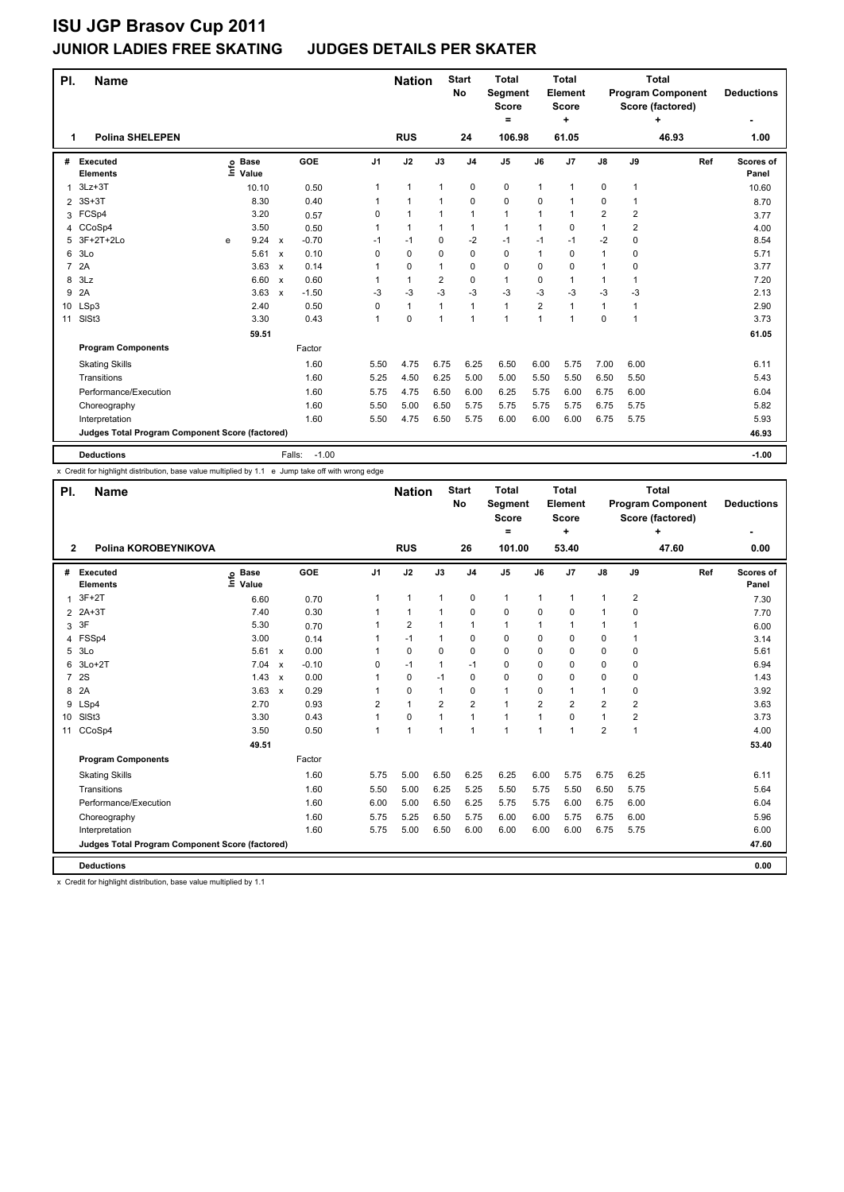# ISU JGP Brasov Cup 2011

## JUNIOR LADIES FREE SKATING JUDGES DETAILS PER SKATER

| Pl. | Name | Nation | Start No | Total Segment Score = | Total Element Score + | Total Program Component Score (factored) + | Deductions - |
|---|---|---|---|---|---|---|---|
| 1 | Polina SHELEPEN | RUS | 24 | 106.98 | 61.05 | 46.93 | 1.00 |

| # | Executed Elements | Info | Base Value | | GOE | J1 | J2 | J3 | J4 | J5 | J6 | J7 | J8 | J9 | Ref | Scores of Panel |
|---|---|---|---|---|---|---|---|---|---|---|---|---|---|---|---|---|
| 1 | 3Lz+3T | | 10.10 | | 0.50 | 1 | 1 | 1 | 0 | 0 | 1 | 1 | 0 | 1 | | 10.60 |
| 2 | 3S+3T | | 8.30 | | 0.40 | 1 | 1 | 1 | 0 | 0 | 0 | 1 | 0 | 1 | | 8.70 |
| 3 | FCSp4 | | 3.20 | | 0.57 | 0 | 1 | 1 | 1 | 1 | 1 | 1 | 2 | 2 | | 3.77 |
| 4 | CCoSp4 | | 3.50 | | 0.50 | 1 | 1 | 1 | 1 | 1 | 1 | 0 | 1 | 2 | | 4.00 |
| 5 | 3F+2T+2Lo | e | 9.24 | x | -0.70 | -1 | -1 | 0 | -2 | -1 | -1 | -1 | -2 | 0 | | 8.54 |
| 6 | 3Lo | | 5.61 | x | 0.10 | 0 | 0 | 0 | 0 | 0 | 1 | 0 | 1 | 0 | | 5.71 |
| 7 | 2A | | 3.63 | x | 0.14 | 1 | 0 | 1 | 0 | 0 | 0 | 0 | 1 | 0 | | 3.77 |
| 8 | 3Lz | | 6.60 | x | 0.60 | 1 | 1 | 2 | 0 | 1 | 0 | 1 | 1 | 1 | | 7.20 |
| 9 | 2A | | 3.63 | x | -1.50 | -3 | -3 | -3 | -3 | -3 | -3 | -3 | -3 | -3 | | 2.13 |
| 10 | LSp3 | | 2.40 | | 0.50 | 0 | 1 | 1 | 1 | 1 | 2 | 1 | 1 | 1 | | 2.90 |
| 11 | SlSt3 | | 3.30 | | 0.43 | 1 | 0 | 1 | 1 | 1 | 1 | 1 | 0 | 1 | | 3.73 |
| | | | 59.51 | | | | | | | | | | | | | 61.05 |
| | **Program Components** | | | | Factor | | | | | | | | | | | |
| | Skating Skills | | | | 1.60 | 5.50 | 4.75 | 6.75 | 6.25 | 6.50 | 6.00 | 5.75 | 7.00 | 6.00 | | 6.11 |
| | Transitions | | | | 1.60 | 5.25 | 4.50 | 6.25 | 5.00 | 5.00 | 5.50 | 5.50 | 6.50 | 5.50 | | 5.43 |
| | Performance/Execution | | | | 1.60 | 5.75 | 4.75 | 6.50 | 6.00 | 6.25 | 5.75 | 6.00 | 6.75 | 6.00 | | 6.04 |
| | Choreography | | | | 1.60 | 5.50 | 5.00 | 6.50 | 5.75 | 5.75 | 5.75 | 5.75 | 6.75 | 5.75 | | 5.82 |
| | Interpretation | | | | 1.60 | 5.50 | 4.75 | 6.50 | 5.75 | 6.00 | 6.00 | 6.00 | 6.75 | 5.75 | | 5.93 |
| | **Judges Total Program Component Score (factored)** | | | | | | | | | | | | | | | 46.93 |
| | **Deductions** | | | | Falls: -1.00 | | | | | | | | | | | -1.00 |

x Credit for highlight distribution, base value multiplied by 1.1 e Jump take off with wrong edge

| Pl. | Name | Nation | Start No | Total Segment Score = | Total Element Score + | Total Program Component Score (factored) + | Deductions - |
|---|---|---|---|---|---|---|---|
| 2 | Polina KOROBEYNIKOVA | RUS | 26 | 101.00 | 53.40 | 47.60 | 0.00 |

| # | Executed Elements | Info | Base Value | | GOE | J1 | J2 | J3 | J4 | J5 | J6 | J7 | J8 | J9 | Ref | Scores of Panel |
|---|---|---|---|---|---|---|---|---|---|---|---|---|---|---|---|---|
| 1 | 3F+2T | | 6.60 | | 0.70 | 1 | 1 | 1 | 0 | 1 | 1 | 1 | 1 | 2 | | 7.30 |
| 2 | 2A+3T | | 7.40 | | 0.30 | 1 | 1 | 1 | 0 | 0 | 0 | 0 | 1 | 0 | | 7.70 |
| 3 | 3F | | 5.30 | | 0.70 | 1 | 2 | 1 | 1 | 1 | 1 | 1 | 1 | 1 | | 6.00 |
| 4 | FSSp4 | | 3.00 | | 0.14 | 1 | -1 | 1 | 0 | 0 | 0 | 0 | 0 | 1 | | 3.14 |
| 5 | 3Lo | | 5.61 | x | 0.00 | 1 | 0 | 0 | 0 | 0 | 0 | 0 | 0 | 0 | | 5.61 |
| 6 | 3Lo+2T | | 7.04 | x | -0.10 | 0 | -1 | 1 | -1 | 0 | 0 | 0 | 0 | 0 | | 6.94 |
| 7 | 2S | | 1.43 | x | 0.00 | 1 | 0 | -1 | 0 | 0 | 0 | 0 | 0 | 0 | | 1.43 |
| 8 | 2A | | 3.63 | x | 0.29 | 1 | 0 | 1 | 0 | 1 | 0 | 1 | 1 | 0 | | 3.92 |
| 9 | LSp4 | | 2.70 | | 0.93 | 2 | 1 | 2 | 2 | 1 | 2 | 2 | 2 | 2 | | 3.63 |
| 10 | SlSt3 | | 3.30 | | 0.43 | 1 | 0 | 1 | 1 | 1 | 1 | 0 | 1 | 2 | | 3.73 |
| 11 | CCoSp4 | | 3.50 | | 0.50 | 1 | 1 | 1 | 1 | 1 | 1 | 1 | 2 | 1 | | 4.00 |
| | | | 49.51 | | | | | | | | | | | | | 53.40 |
| | **Program Components** | | | | Factor | | | | | | | | | | | |
| | Skating Skills | | | | 1.60 | 5.75 | 5.00 | 6.50 | 6.25 | 6.25 | 6.00 | 5.75 | 6.75 | 6.25 | | 6.11 |
| | Transitions | | | | 1.60 | 5.50 | 5.00 | 6.25 | 5.25 | 5.50 | 5.75 | 5.50 | 6.50 | 5.75 | | 5.64 |
| | Performance/Execution | | | | 1.60 | 6.00 | 5.00 | 6.50 | 6.25 | 5.75 | 5.75 | 6.00 | 6.75 | 6.00 | | 6.04 |
| | Choreography | | | | 1.60 | 5.75 | 5.25 | 6.50 | 5.75 | 6.00 | 6.00 | 5.75 | 6.75 | 6.00 | | 5.96 |
| | Interpretation | | | | 1.60 | 5.75 | 5.00 | 6.50 | 6.00 | 6.00 | 6.00 | 6.00 | 6.75 | 5.75 | | 6.00 |
| | **Judges Total Program Component Score (factored)** | | | | | | | | | | | | | | | 47.60 |
| | **Deductions** | | | | | | | | | | | | | | | 0.00 |

x Credit for highlight distribution, base value multiplied by 1.1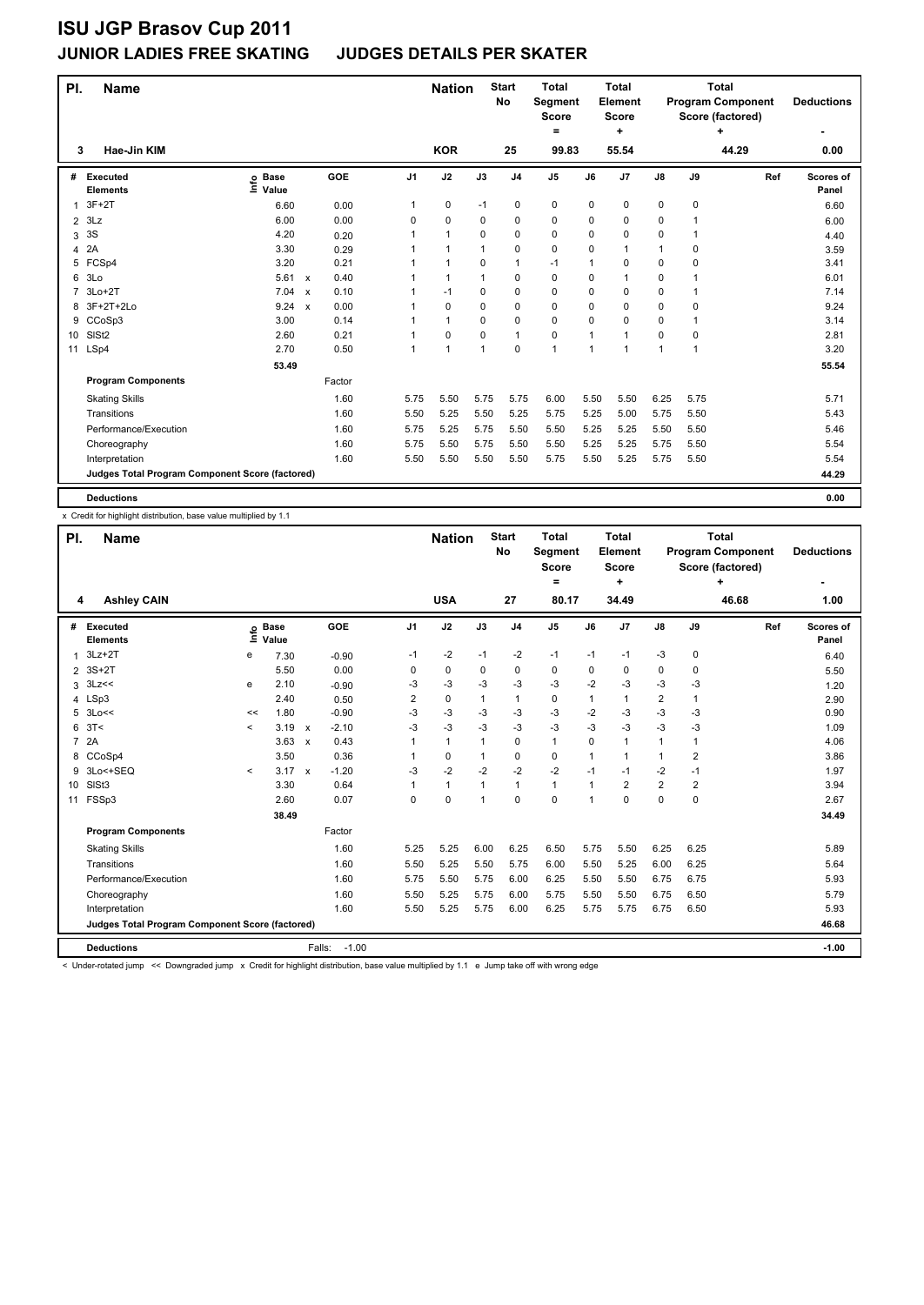# ISU JGP Brasov Cup 2011

## JUNIOR LADIES FREE SKATING JUDGES DETAILS PER SKATER

| Pl. | Name | Nation | Start No | Total Segment Score = | Total Element Score + | Total Program Component Score (factored) + | Deductions - |
|---|---|---|---|---|---|---|---|
| 3 | Hae-Jin KIM | KOR | 25 | 99.83 | 55.54 | 44.29 | 0.00 |

| # | Executed Elements | Info | Base Value | | GOE | J1 | J2 | J3 | J4 | J5 | J6 | J7 | J8 | J9 | Ref | Scores of Panel |
|---|---|---|---|---|---|---|---|---|---|---|---|---|---|---|---|---|
| 1 | 3F+2T | | 6.60 | | 0.00 | 1 | 0 | -1 | 0 | 0 | 0 | 0 | 0 | 0 | | 6.60 |
| 2 | 3Lz | | 6.00 | | 0.00 | 0 | 0 | 0 | 0 | 0 | 0 | 0 | 0 | 1 | | 6.00 |
| 3 | 3S | | 4.20 | | 0.20 | 1 | 1 | 0 | 0 | 0 | 0 | 0 | 0 | 1 | | 4.40 |
| 4 | 2A | | 3.30 | | 0.29 | 1 | 1 | 1 | 0 | 0 | 0 | 1 | 1 | 0 | | 3.59 |
| 5 | FCSp4 | | 3.20 | | 0.21 | 1 | 1 | 0 | 1 | -1 | 1 | 0 | 0 | 0 | | 3.41 |
| 6 | 3Lo | | 5.61 | x | 0.40 | 1 | 1 | 1 | 0 | 0 | 0 | 1 | 0 | 1 | | 6.01 |
| 7 | 3Lo+2T | | 7.04 | x | 0.10 | 1 | -1 | 0 | 0 | 0 | 0 | 0 | 0 | 1 | | 7.14 |
| 8 | 3F+2T+2Lo | | 9.24 | x | 0.00 | 1 | 0 | 0 | 0 | 0 | 0 | 0 | 0 | 0 | | 9.24 |
| 9 | CCoSp3 | | 3.00 | | 0.14 | 1 | 1 | 0 | 0 | 0 | 0 | 0 | 0 | 1 | | 3.14 |
| 10 | SlSt2 | | 2.60 | | 0.21 | 1 | 0 | 0 | 1 | 0 | 1 | 1 | 0 | 0 | | 2.81 |
| 11 | LSp4 | | 2.70 | | 0.50 | 1 | 1 | 1 | 0 | 1 | 1 | 1 | 1 | 1 | | 3.20 |
| | | | 53.49 | | | | | | | | | | | | | 55.54 |
| | **Program Components** | | | | Factor | | | | | | | | | | | |
| | Skating Skills | | | | 1.60 | 5.75 | 5.50 | 5.75 | 5.75 | 6.00 | 5.50 | 5.50 | 6.25 | 5.75 | | 5.71 |
| | Transitions | | | | 1.60 | 5.50 | 5.25 | 5.50 | 5.25 | 5.75 | 5.25 | 5.00 | 5.75 | 5.50 | | 5.43 |
| | Performance/Execution | | | | 1.60 | 5.75 | 5.25 | 5.75 | 5.50 | 5.50 | 5.25 | 5.25 | 5.50 | 5.50 | | 5.46 |
| | Choreography | | | | 1.60 | 5.75 | 5.50 | 5.75 | 5.50 | 5.50 | 5.25 | 5.25 | 5.75 | 5.50 | | 5.54 |
| | Interpretation | | | | 1.60 | 5.50 | 5.50 | 5.50 | 5.50 | 5.75 | 5.50 | 5.25 | 5.75 | 5.50 | | 5.54 |
| | **Judges Total Program Component Score (factored)** | | | | | | | | | | | | | | | 44.29 |
| | **Deductions** | | | | | | | | | | | | | | | 0.00 |

x Credit for highlight distribution, base value multiplied by 1.1

| Pl. | Name | Nation | Start No | Total Segment Score = | Total Element Score + | Total Program Component Score (factored) + | Deductions - |
|---|---|---|---|---|---|---|---|
| 4 | Ashley CAIN | USA | 27 | 80.17 | 34.49 | 46.68 | 1.00 |

| # | Executed Elements | Info | Base Value | | GOE | J1 | J2 | J3 | J4 | J5 | J6 | J7 | J8 | J9 | Ref | Scores of Panel |
|---|---|---|---|---|---|---|---|---|---|---|---|---|---|---|---|---|
| 1 | 3Lz+2T | e | 7.30 | | -0.90 | -1 | -2 | -1 | -2 | -1 | -1 | -1 | -3 | 0 | | 6.40 |
| 2 | 3S+2T | | 5.50 | | 0.00 | 0 | 0 | 0 | 0 | 0 | 0 | 0 | 0 | 0 | | 5.50 |
| 3 | 3Lz<< | e | 2.10 | | -0.90 | -3 | -3 | -3 | -3 | -3 | -2 | -3 | -3 | -3 | | 1.20 |
| 4 | LSp3 | | 2.40 | | 0.50 | 2 | 0 | 1 | 1 | 0 | 1 | 1 | 2 | 1 | | 2.90 |
| 5 | 3Lo<< | << | 1.80 | | -0.90 | -3 | -3 | -3 | -3 | -3 | -2 | -3 | -3 | -3 | | 0.90 |
| 6 | 3T< | < | 3.19 | x | -2.10 | -3 | -3 | -3 | -3 | -3 | -3 | -3 | -3 | -3 | | 1.09 |
| 7 | 2A | | 3.63 | x | 0.43 | 1 | 1 | 1 | 0 | 1 | 0 | 1 | 1 | 1 | | 4.06 |
| 8 | CCoSp4 | | 3.50 | | 0.36 | 1 | 0 | 1 | 0 | 0 | 1 | 1 | 1 | 2 | | 3.86 |
| 9 | 3Lo<+SEQ | < | 3.17 | x | -1.20 | -3 | -2 | -2 | -2 | -2 | -1 | -1 | -2 | -1 | | 1.97 |
| 10 | SlSt3 | | 3.30 | | 0.64 | 1 | 1 | 1 | 1 | 1 | 1 | 2 | 2 | 2 | | 3.94 |
| 11 | FSSp3 | | 2.60 | | 0.07 | 0 | 0 | 1 | 0 | 0 | 1 | 0 | 0 | 0 | | 2.67 |
| | | | 38.49 | | | | | | | | | | | | | 34.49 |
| | **Program Components** | | | | Factor | | | | | | | | | | | |
| | Skating Skills | | | | 1.60 | 5.25 | 5.25 | 6.00 | 6.25 | 6.50 | 5.75 | 5.50 | 6.25 | 6.25 | | 5.89 |
| | Transitions | | | | 1.60 | 5.50 | 5.25 | 5.50 | 5.75 | 6.00 | 5.50 | 5.25 | 6.00 | 6.25 | | 5.64 |
| | Performance/Execution | | | | 1.60 | 5.75 | 5.50 | 5.75 | 6.00 | 6.25 | 5.50 | 5.50 | 6.75 | 6.75 | | 5.93 |
| | Choreography | | | | 1.60 | 5.50 | 5.25 | 5.75 | 6.00 | 5.75 | 5.50 | 5.50 | 6.75 | 6.50 | | 5.79 |
| | Interpretation | | | | 1.60 | 5.50 | 5.25 | 5.75 | 6.00 | 6.25 | 5.75 | 5.75 | 6.75 | 6.50 | | 5.93 |
| | **Judges Total Program Component Score (factored)** | | | | | | | | | | | | | | | 46.68 |
| | **Deductions** | | | | Falls: -1.00 | | | | | | | | | | | -1.00 |

< Under-rotated jump << Downgraded jump x Credit for highlight distribution, base value multiplied by 1.1 e Jump take off with wrong edge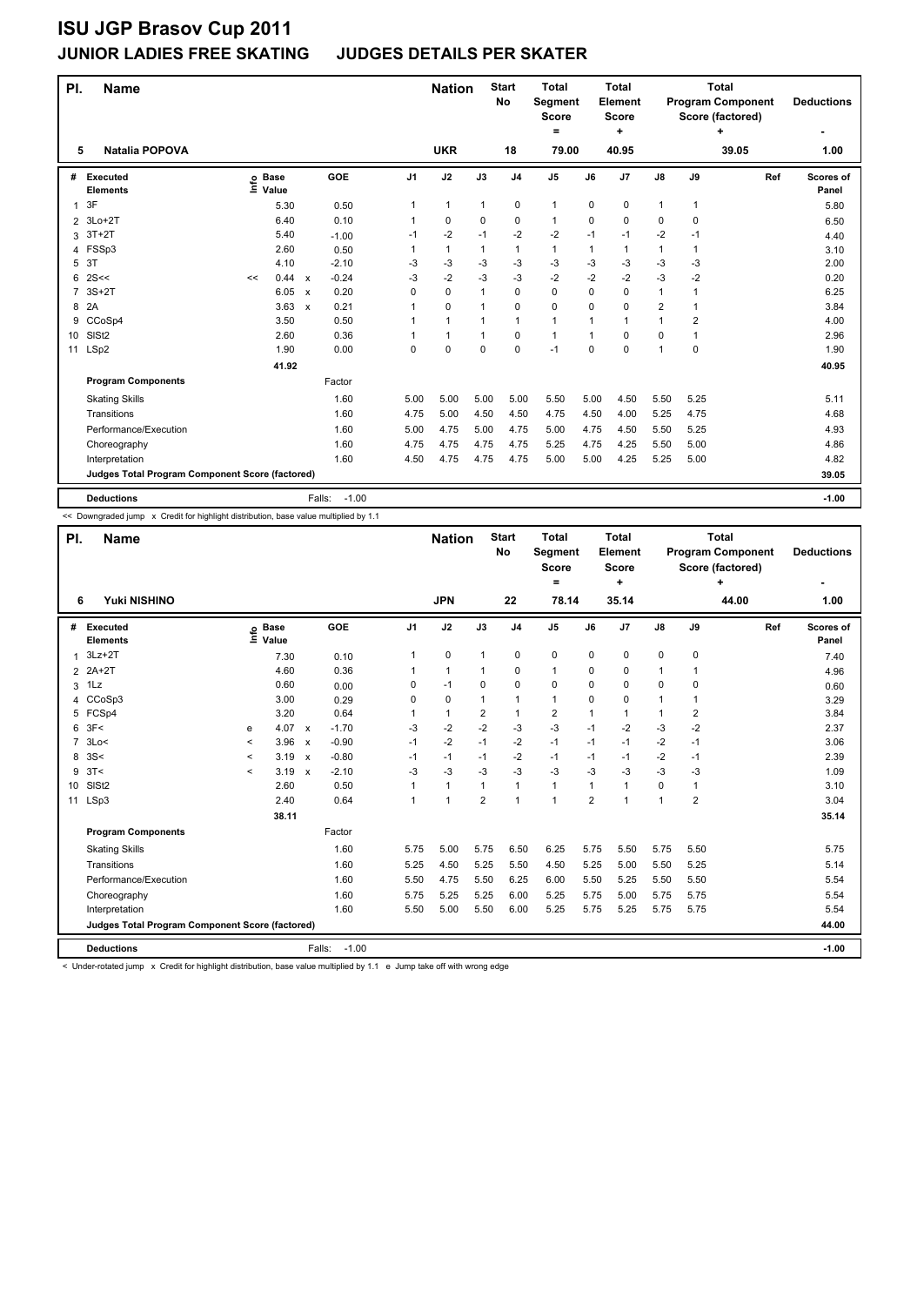# ISU JGP Brasov Cup 2011

## JUNIOR LADIES FREE SKATING JUDGES DETAILS PER SKATER

| Pl. | Name | Nation | Start No | Total Segment Score = | Total Element Score + | Total Program Component Score (factored) + | Deductions - |
|---|---|---|---|---|---|---|---|
| 5 | Natalia POPOVA | UKR | 18 | 79.00 | 40.95 | 39.05 | 1.00 |

| # | Executed Elements | Info | Base Value | | GOE | J1 | J2 | J3 | J4 | J5 | J6 | J7 | J8 | J9 | Ref | Scores of Panel |
|---|---|---|---|---|---|---|---|---|---|---|---|---|---|---|---|---|
| 1 | 3F | | 5.30 | | 0.50 | 1 | 1 | 1 | 0 | 1 | 0 | 0 | 1 | 1 | | 5.80 |
| 2 | 3Lo+2T | | 6.40 | | 0.10 | 1 | 0 | 0 | 0 | 1 | 0 | 0 | 0 | 0 | | 6.50 |
| 3 | 3T+2T | | 5.40 | | -1.00 | -1 | -2 | -1 | -2 | -2 | -1 | -1 | -2 | -1 | | 4.40 |
| 4 | FSSp3 | | 2.60 | | 0.50 | 1 | 1 | 1 | 1 | 1 | 1 | 1 | 1 | 1 | | 3.10 |
| 5 | 3T | | 4.10 | | -2.10 | -3 | -3 | -3 | -3 | -3 | -3 | -3 | -3 | -3 | | 2.00 |
| 6 | 2S<< | << | 0.44 | x | -0.24 | -3 | -2 | -3 | -3 | -2 | -2 | -2 | -3 | -2 | | 0.20 |
| 7 | 3S+2T | | 6.05 | x | 0.20 | 0 | 0 | 1 | 0 | 0 | 0 | 0 | 1 | 1 | | 6.25 |
| 8 | 2A | | 3.63 | x | 0.21 | 1 | 0 | 1 | 0 | 0 | 0 | 0 | 2 | 1 | | 3.84 |
| 9 | CCoSp4 | | 3.50 | | 0.50 | 1 | 1 | 1 | 1 | 1 | 1 | 1 | 1 | 2 | | 4.00 |
| 10 | SlSt2 | | 2.60 | | 0.36 | 1 | 1 | 1 | 0 | 1 | 1 | 0 | 0 | 1 | | 2.96 |
| 11 | LSp2 | | 1.90 | | 0.00 | 0 | 0 | 0 | 0 | -1 | 0 | 0 | 1 | 0 | | 1.90 |
| | | | 41.92 | | | | | | | | | | | | | 40.95 |
| | **Program Components** | | | | Factor | | | | | | | | | | | |
| | Skating Skills | | | | 1.60 | 5.00 | 5.00 | 5.00 | 5.00 | 5.50 | 5.00 | 4.50 | 5.50 | 5.25 | | 5.11 |
| | Transitions | | | | 1.60 | 4.75 | 5.00 | 4.50 | 4.50 | 4.75 | 4.50 | 4.00 | 5.25 | 4.75 | | 4.68 |
| | Performance/Execution | | | | 1.60 | 5.00 | 4.75 | 5.00 | 4.75 | 5.00 | 4.75 | 4.50 | 5.50 | 5.25 | | 4.93 |
| | Choreography | | | | 1.60 | 4.75 | 4.75 | 4.75 | 4.75 | 5.25 | 4.75 | 4.25 | 5.50 | 5.00 | | 4.86 |
| | Interpretation | | | | 1.60 | 4.50 | 4.75 | 4.75 | 4.75 | 5.00 | 5.00 | 4.25 | 5.25 | 5.00 | | 4.82 |
| | **Judges Total Program Component Score (factored)** | | | | | | | | | | | | | | | 39.05 |
| | **Deductions** | | | | Falls: -1.00 | | | | | | | | | | | -1.00 |

<< Downgraded jump x Credit for highlight distribution, base value multiplied by 1.1

| Pl. | Name | Nation | Start No | Total Segment Score = | Total Element Score + | Total Program Component Score (factored) + | Deductions - |
|---|---|---|---|---|---|---|---|
| 6 | Yuki NISHINO | JPN | 22 | 78.14 | 35.14 | 44.00 | 1.00 |

| # | Executed Elements | Info | Base Value | | GOE | J1 | J2 | J3 | J4 | J5 | J6 | J7 | J8 | J9 | Ref | Scores of Panel |
|---|---|---|---|---|---|---|---|---|---|---|---|---|---|---|---|---|
| 1 | 3Lz+2T | | 7.30 | | 0.10 | 1 | 0 | 1 | 0 | 0 | 0 | 0 | 0 | 0 | | 7.40 |
| 2 | 2A+2T | | 4.60 | | 0.36 | 1 | 1 | 1 | 0 | 1 | 0 | 0 | 1 | 1 | | 4.96 |
| 3 | 1Lz | | 0.60 | | 0.00 | 0 | -1 | 0 | 0 | 0 | 0 | 0 | 0 | 0 | | 0.60 |
| 4 | CCoSp3 | | 3.00 | | 0.29 | 0 | 0 | 1 | 1 | 1 | 0 | 0 | 1 | 1 | | 3.29 |
| 5 | FCSp4 | | 3.20 | | 0.64 | 1 | 1 | 2 | 1 | 2 | 1 | 1 | 1 | 2 | | 3.84 |
| 6 | 3F< | e | 4.07 | x | -1.70 | -3 | -2 | -2 | -3 | -3 | -1 | -2 | -3 | -2 | | 2.37 |
| 7 | 3Lo< | < | 3.96 | x | -0.90 | -1 | -2 | -1 | -2 | -1 | -1 | -1 | -2 | -1 | | 3.06 |
| 8 | 3S< | < | 3.19 | x | -0.80 | -1 | -1 | -1 | -2 | -1 | -1 | -1 | -2 | -1 | | 2.39 |
| 9 | 3T< | < | 3.19 | x | -2.10 | -3 | -3 | -3 | -3 | -3 | -3 | -3 | -3 | -3 | | 1.09 |
| 10 | SlSt2 | | 2.60 | | 0.50 | 1 | 1 | 1 | 1 | 1 | 1 | 1 | 0 | 1 | | 3.10 |
| 11 | LSp3 | | 2.40 | | 0.64 | 1 | 1 | 2 | 1 | 1 | 2 | 1 | 1 | 2 | | 3.04 |
| | | | 38.11 | | | | | | | | | | | | | 35.14 |
| | **Program Components** | | | | Factor | | | | | | | | | | | |
| | Skating Skills | | | | 1.60 | 5.75 | 5.00 | 5.75 | 6.50 | 6.25 | 5.75 | 5.50 | 5.75 | 5.50 | | 5.75 |
| | Transitions | | | | 1.60 | 5.25 | 4.50 | 5.25 | 5.50 | 4.50 | 5.25 | 5.00 | 5.50 | 5.25 | | 5.14 |
| | Performance/Execution | | | | 1.60 | 5.50 | 4.75 | 5.50 | 6.25 | 6.00 | 5.50 | 5.25 | 5.50 | 5.50 | | 5.54 |
| | Choreography | | | | 1.60 | 5.75 | 5.25 | 5.25 | 6.00 | 5.25 | 5.75 | 5.00 | 5.75 | 5.75 | | 5.54 |
| | Interpretation | | | | 1.60 | 5.50 | 5.00 | 5.50 | 6.00 | 5.25 | 5.75 | 5.25 | 5.75 | 5.75 | | 5.54 |
| | **Judges Total Program Component Score (factored)** | | | | | | | | | | | | | | | 44.00 |
| | **Deductions** | | | | Falls: -1.00 | | | | | | | | | | | -1.00 |

< Under-rotated jump x Credit for highlight distribution, base value multiplied by 1.1 e Jump take off with wrong edge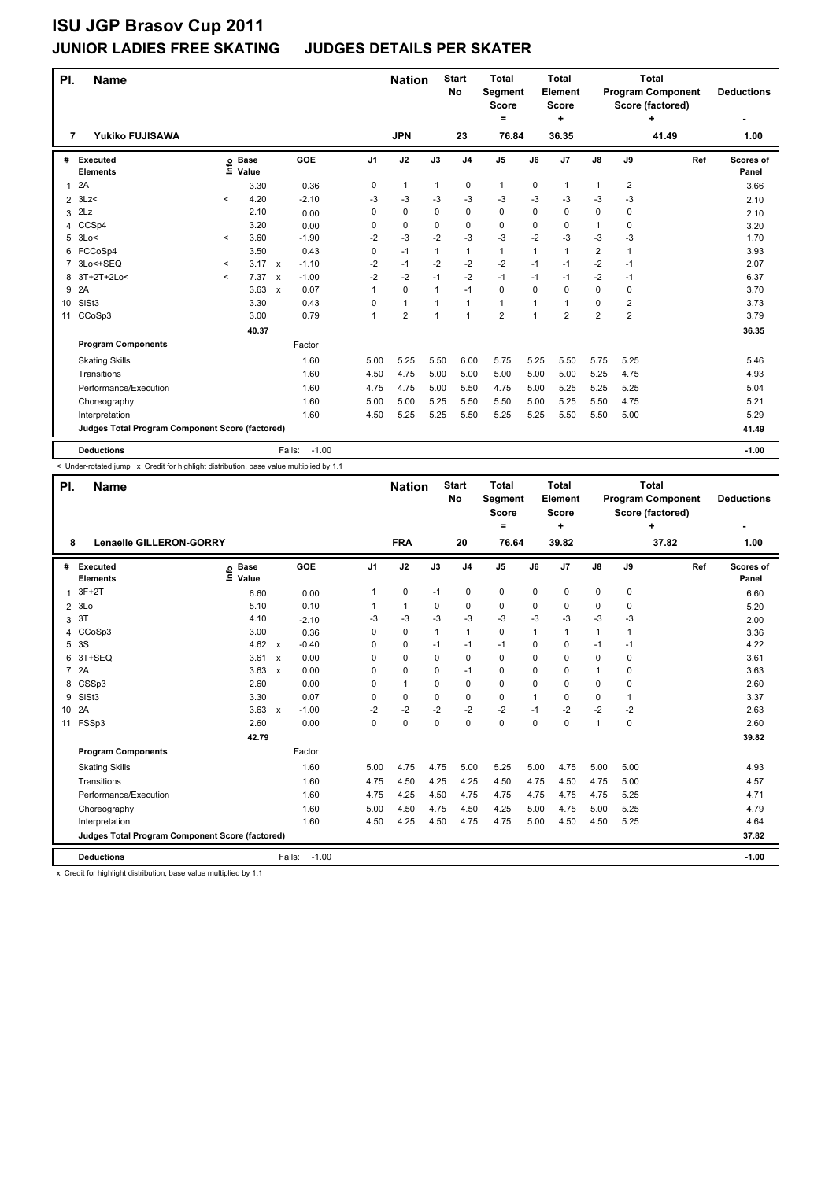# ISU JGP Brasov Cup 2011

## JUNIOR LADIES FREE SKATING JUDGES DETAILS PER SKATER

| Pl. | Name | Nation | Start No | Total Segment Score = | Total Element Score + | Total Program Component Score (factored) + | Deductions - |
|---|---|---|---|---|---|---|---|
| 7 | Yukiko FUJISAWA | JPN | 23 | 76.84 | 36.35 | 41.49 | 1.00 |

| # | Executed Elements | Info | Base Value | | GOE | J1 | J2 | J3 | J4 | J5 | J6 | J7 | J8 | J9 | Ref | Scores of Panel |
|---|---|---|---|---|---|---|---|---|---|---|---|---|---|---|---|---|
| 1 | 2A | | 3.30 | | 0.36 | 0 | 1 | 1 | 0 | 1 | 0 | 1 | 1 | 2 | | 3.66 |
| 2 | 3Lz< | < | 4.20 | | -2.10 | -3 | -3 | -3 | -3 | -3 | -3 | -3 | -3 | -3 | | 2.10 |
| 3 | 2Lz | | 2.10 | | 0.00 | 0 | 0 | 0 | 0 | 0 | 0 | 0 | 0 | 0 | | 2.10 |
| 4 | CCSp4 | | 3.20 | | 0.00 | 0 | 0 | 0 | 0 | 0 | 0 | 0 | 1 | 0 | | 3.20 |
| 5 | 3Lo< | < | 3.60 | | -1.90 | -2 | -3 | -2 | -3 | -3 | -2 | -3 | -3 | -3 | | 1.70 |
| 6 | FCCoSp4 | | 3.50 | | 0.43 | 0 | -1 | 1 | 1 | 1 | 1 | 1 | 2 | 1 | | 3.93 |
| 7 | 3Lo<+SEQ | < | 3.17 | x | -1.10 | -2 | -1 | -2 | -2 | -2 | -1 | -1 | -2 | -1 | | 2.07 |
| 8 | 3T+2T+2Lo< | < | 7.37 | x | -1.00 | -2 | -2 | -1 | -2 | -1 | -1 | -1 | -2 | -1 | | 6.37 |
| 9 | 2A | | 3.63 | x | 0.07 | 1 | 0 | 1 | -1 | 0 | 0 | 0 | 0 | 0 | | 3.70 |
| 10 | SlSt3 | | 3.30 | | 0.43 | 0 | 1 | 1 | 1 | 1 | 1 | 1 | 0 | 2 | | 3.73 |
| 11 | CCoSp3 | | 3.00 | | 0.79 | 1 | 2 | 1 | 1 | 2 | 1 | 2 | 2 | 2 | | 3.79 |
| | | | 40.37 | | | | | | | | | | | | | 36.35 |
| | **Program Components** | | | | Factor | | | | | | | | | | | |
| | Skating Skills | | | | 1.60 | 5.00 | 5.25 | 5.50 | 6.00 | 5.75 | 5.25 | 5.50 | 5.75 | 5.25 | | 5.46 |
| | Transitions | | | | 1.60 | 4.50 | 4.75 | 5.00 | 5.00 | 5.00 | 5.00 | 5.00 | 5.25 | 4.75 | | 4.93 |
| | Performance/Execution | | | | 1.60 | 4.75 | 4.75 | 5.00 | 5.50 | 4.75 | 5.00 | 5.25 | 5.25 | 5.25 | | 5.04 |
| | Choreography | | | | 1.60 | 5.00 | 5.00 | 5.25 | 5.50 | 5.50 | 5.00 | 5.25 | 5.50 | 4.75 | | 5.21 |
| | Interpretation | | | | 1.60 | 4.50 | 5.25 | 5.25 | 5.50 | 5.25 | 5.25 | 5.50 | 5.50 | 5.00 | | 5.29 |
| | **Judges Total Program Component Score (factored)** | | | | | | | | | | | | | | | 41.49 |
| | **Deductions** | | | Falls: | -1.00 | | | | | | | | | | | -1.00 |

< Under-rotated jump x Credit for highlight distribution, base value multiplied by 1.1

| Pl. | Name | Nation | Start No | Total Segment Score = | Total Element Score + | Total Program Component Score (factored) + | Deductions - |
|---|---|---|---|---|---|---|---|
| 8 | Lenaelle GILLERON-GORRY | FRA | 20 | 76.64 | 39.82 | 37.82 | 1.00 |

| # | Executed Elements | Info | Base Value | | GOE | J1 | J2 | J3 | J4 | J5 | J6 | J7 | J8 | J9 | Ref | Scores of Panel |
|---|---|---|---|---|---|---|---|---|---|---|---|---|---|---|---|---|
| 1 | 3F+2T | | 6.60 | | 0.00 | 1 | 0 | -1 | 0 | 0 | 0 | 0 | 0 | 0 | | 6.60 |
| 2 | 3Lo | | 5.10 | | 0.10 | 1 | 1 | 0 | 0 | 0 | 0 | 0 | 0 | 0 | | 5.20 |
| 3 | 3T | | 4.10 | | -2.10 | -3 | -3 | -3 | -3 | -3 | -3 | -3 | -3 | -3 | | 2.00 |
| 4 | CCoSp3 | | 3.00 | | 0.36 | 0 | 0 | 1 | 1 | 0 | 1 | 1 | 1 | 1 | | 3.36 |
| 5 | 3S | | 4.62 | x | -0.40 | 0 | 0 | -1 | -1 | -1 | 0 | 0 | -1 | -1 | | 4.22 |
| 6 | 3T+SEQ | | 3.61 | x | 0.00 | 0 | 0 | 0 | 0 | 0 | 0 | 0 | 0 | 0 | | 3.61 |
| 7 | 2A | | 3.63 | x | 0.00 | 0 | 0 | 0 | -1 | 0 | 0 | 0 | 1 | 0 | | 3.63 |
| 8 | CSSp3 | | 2.60 | | 0.00 | 0 | 1 | 0 | 0 | 0 | 0 | 0 | 0 | 0 | | 2.60 |
| 9 | SlSt3 | | 3.30 | | 0.07 | 0 | 0 | 0 | 0 | 0 | 1 | 0 | 0 | 1 | | 3.37 |
| 10 | 2A | | 3.63 | x | -1.00 | -2 | -2 | -2 | -2 | -2 | -1 | -2 | -2 | -2 | | 2.63 |
| 11 | FSSp3 | | 2.60 | | 0.00 | 0 | 0 | 0 | 0 | 0 | 0 | 0 | 1 | 0 | | 2.60 |
| | | | 42.79 | | | | | | | | | | | | | 39.82 |
| | **Program Components** | | | | Factor | | | | | | | | | | | |
| | Skating Skills | | | | 1.60 | 5.00 | 4.75 | 4.75 | 5.00 | 5.25 | 5.00 | 4.75 | 5.00 | 5.00 | | 4.93 |
| | Transitions | | | | 1.60 | 4.75 | 4.50 | 4.25 | 4.25 | 4.50 | 4.75 | 4.50 | 4.75 | 5.00 | | 4.57 |
| | Performance/Execution | | | | 1.60 | 4.75 | 4.25 | 4.50 | 4.75 | 4.75 | 4.75 | 4.75 | 4.75 | 5.25 | | 4.71 |
| | Choreography | | | | 1.60 | 5.00 | 4.50 | 4.75 | 4.50 | 4.25 | 5.00 | 4.75 | 5.00 | 5.25 | | 4.79 |
| | Interpretation | | | | 1.60 | 4.50 | 4.25 | 4.50 | 4.75 | 4.75 | 5.00 | 4.50 | 4.50 | 5.25 | | 4.64 |
| | **Judges Total Program Component Score (factored)** | | | | | | | | | | | | | | | 37.82 |
| | **Deductions** | | | Falls: | -1.00 | | | | | | | | | | | -1.00 |

x Credit for highlight distribution, base value multiplied by 1.1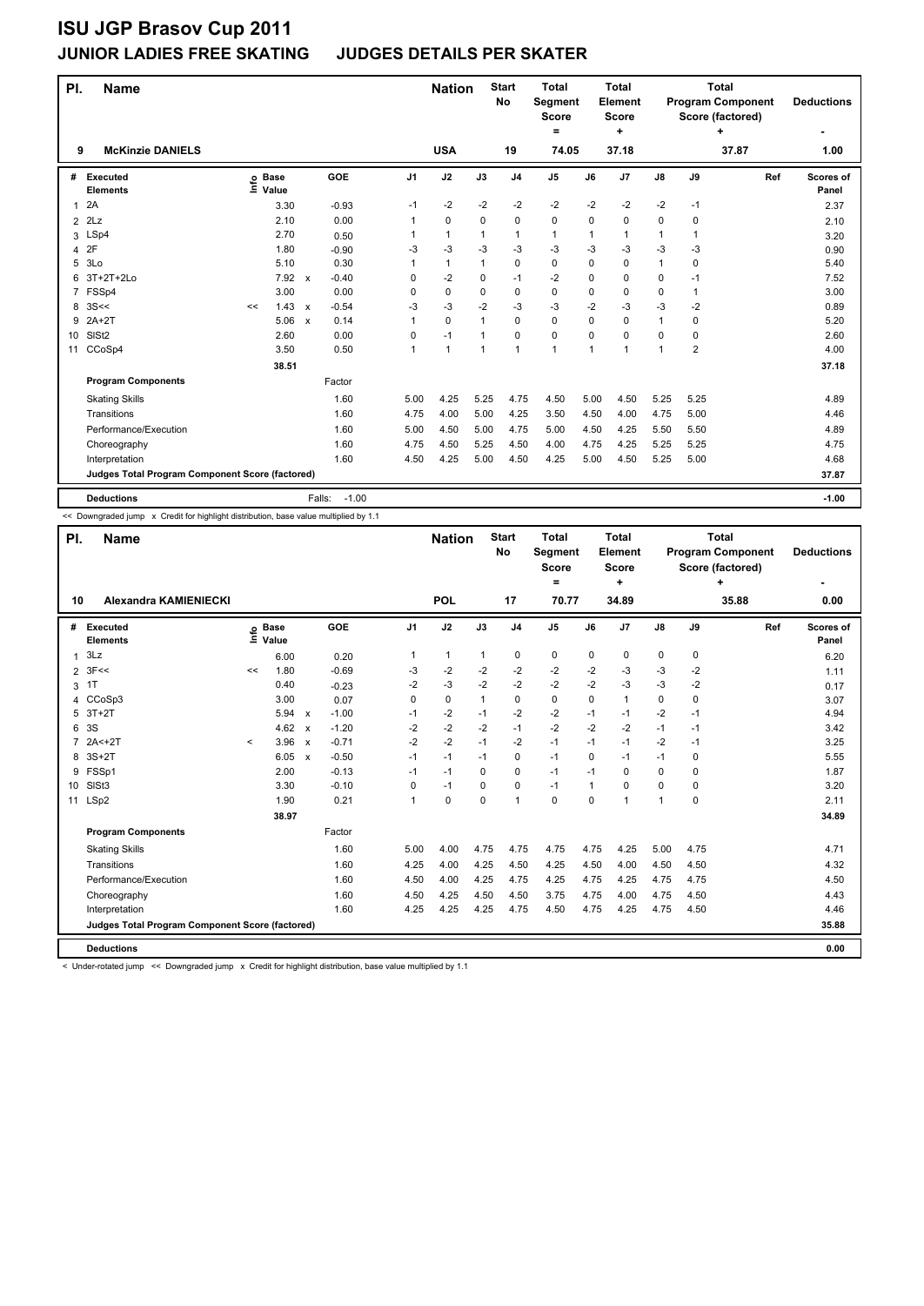# ISU JGP Brasov Cup 2011

## JUNIOR LADIES FREE SKATING JUDGES DETAILS PER SKATER

| Pl. | Name | Nation | Start No | Total Segment Score = | Total Element Score + | Total Program Component Score (factored) + | Deductions - |
|---|---|---|---|---|---|---|---|
| 9 | McKinzie DANIELS | USA | 19 | 74.05 | 37.18 | 37.87 | 1.00 |

| # | Executed Elements | Info | Base Value | | GOE | J1 | J2 | J3 | J4 | J5 | J6 | J7 | J8 | J9 | Ref | Scores of Panel |
|---|---|---|---|---|---|---|---|---|---|---|---|---|---|---|---|---|
| 1 | 2A | | 3.30 | | -0.93 | -1 | -2 | -2 | -2 | -2 | -2 | -2 | -2 | -1 | | 2.37 |
| 2 | 2Lz | | 2.10 | | 0.00 | 1 | 0 | 0 | 0 | 0 | 0 | 0 | 0 | 0 | | 2.10 |
| 3 | LSp4 | | 2.70 | | 0.50 | 1 | 1 | 1 | 1 | 1 | 1 | 1 | 1 | 1 | | 3.20 |
| 4 | 2F | | 1.80 | | -0.90 | -3 | -3 | -3 | -3 | -3 | -3 | -3 | -3 | -3 | | 0.90 |
| 5 | 3Lo | | 5.10 | | 0.30 | 1 | 1 | 1 | 0 | 0 | 0 | 0 | 1 | 0 | | 5.40 |
| 6 | 3T+2T+2Lo | | 7.92 | x | -0.40 | 0 | -2 | 0 | -1 | -2 | 0 | 0 | 0 | -1 | | 7.52 |
| 7 | FSSp4 | | 3.00 | | 0.00 | 0 | 0 | 0 | 0 | 0 | 0 | 0 | 0 | 1 | | 3.00 |
| 8 | 3S<< | << | 1.43 | x | -0.54 | -3 | -3 | -2 | -3 | -3 | -2 | -3 | -3 | -2 | | 0.89 |
| 9 | 2A+2T | | 5.06 | x | 0.14 | 1 | 0 | 1 | 0 | 0 | 0 | 0 | 1 | 0 | | 5.20 |
| 10 | SlSt2 | | 2.60 | | 0.00 | 0 | -1 | 1 | 0 | 0 | 0 | 0 | 0 | 0 | | 2.60 |
| 11 | CCoSp4 | | 3.50 | | 0.50 | 1 | 1 | 1 | 1 | 1 | 1 | 1 | 1 | 2 | | 4.00 |
| | | | 38.51 | | | | | | | | | | | | | 37.18 |

| Program Components | Factor | J1 | J2 | J3 | J4 | J5 | J6 | J7 | J8 | J9 | Ref | Scores of Panel |
|---|---|---|---|---|---|---|---|---|---|---|---|---|
| Skating Skills | 1.60 | 5.00 | 4.25 | 5.25 | 4.75 | 4.50 | 5.00 | 4.50 | 5.25 | 5.25 | | 4.89 |
| Transitions | 1.60 | 4.75 | 4.00 | 5.00 | 4.25 | 3.50 | 4.50 | 4.00 | 4.75 | 5.00 | | 4.46 |
| Performance/Execution | 1.60 | 5.00 | 4.50 | 5.00 | 4.75 | 5.00 | 4.50 | 4.25 | 5.50 | 5.50 | | 4.89 |
| Choreography | 1.60 | 4.75 | 4.50 | 5.25 | 4.50 | 4.00 | 4.75 | 4.25 | 5.25 | 5.25 | | 4.75 |
| Interpretation | 1.60 | 4.50 | 4.25 | 5.00 | 4.50 | 4.25 | 5.00 | 4.50 | 5.25 | 5.00 | | 4.68 |
| Judges Total Program Component Score (factored) | | | | | | | | | | | | 37.87 |
| Deductions | Falls: -1.00 | | | | | | | | | | | -1.00 |

<< Downgraded jump x Credit for highlight distribution, base value multiplied by 1.1

| Pl. | Name | Nation | Start No | Total Segment Score = | Total Element Score + | Total Program Component Score (factored) + | Deductions - |
|---|---|---|---|---|---|---|---|
| 10 | Alexandra KAMIENIECKI | POL | 17 | 70.77 | 34.89 | 35.88 | 0.00 |

| # | Executed Elements | Info | Base Value | | GOE | J1 | J2 | J3 | J4 | J5 | J6 | J7 | J8 | J9 | Ref | Scores of Panel |
|---|---|---|---|---|---|---|---|---|---|---|---|---|---|---|---|---|
| 1 | 3Lz | | 6.00 | | 0.20 | 1 | 1 | 1 | 0 | 0 | 0 | 0 | 0 | 0 | | 6.20 |
| 2 | 3F<< | << | 1.80 | | -0.69 | -3 | -2 | -2 | -2 | -2 | -2 | -3 | -3 | -2 | | 1.11 |
| 3 | 1T | | 0.40 | | -0.23 | -2 | -3 | -2 | -2 | -2 | -2 | -3 | -3 | -2 | | 0.17 |
| 4 | CCoSp3 | | 3.00 | | 0.07 | 0 | 0 | 1 | 0 | 0 | 0 | 1 | 0 | 0 | | 3.07 |
| 5 | 3T+2T | | 5.94 | x | -1.00 | -1 | -2 | -1 | -2 | -2 | -1 | -1 | -2 | -1 | | 4.94 |
| 6 | 3S | | 4.62 | x | -1.20 | -2 | -2 | -2 | -1 | -2 | -2 | -2 | -1 | -1 | | 3.42 |
| 7 | 2A<+2T | < | 3.96 | x | -0.71 | -2 | -2 | -1 | -2 | -1 | -1 | -1 | -2 | -1 | | 3.25 |
| 8 | 3S+2T | | 6.05 | x | -0.50 | -1 | -1 | -1 | 0 | -1 | 0 | -1 | -1 | 0 | | 5.55 |
| 9 | FSSp1 | | 2.00 | | -0.13 | -1 | -1 | 0 | 0 | -1 | -1 | 0 | 0 | 0 | | 1.87 |
| 10 | SlSt3 | | 3.30 | | -0.10 | 0 | -1 | 0 | 0 | -1 | 1 | 0 | 0 | 0 | | 3.20 |
| 11 | LSp2 | | 1.90 | | 0.21 | 1 | 0 | 0 | 1 | 0 | 0 | 1 | 1 | 0 | | 2.11 |
| | | | 38.97 | | | | | | | | | | | | | 34.89 |

| Program Components | Factor | J1 | J2 | J3 | J4 | J5 | J6 | J7 | J8 | J9 | Ref | Scores of Panel |
|---|---|---|---|---|---|---|---|---|---|---|---|---|
| Skating Skills | 1.60 | 5.00 | 4.00 | 4.75 | 4.75 | 4.75 | 4.75 | 4.25 | 5.00 | 4.75 | | 4.71 |
| Transitions | 1.60 | 4.25 | 4.00 | 4.25 | 4.50 | 4.25 | 4.50 | 4.00 | 4.50 | 4.50 | | 4.32 |
| Performance/Execution | 1.60 | 4.50 | 4.00 | 4.25 | 4.75 | 4.25 | 4.75 | 4.25 | 4.75 | 4.75 | | 4.50 |
| Choreography | 1.60 | 4.50 | 4.25 | 4.50 | 4.50 | 3.75 | 4.75 | 4.00 | 4.75 | 4.50 | | 4.43 |
| Interpretation | 1.60 | 4.25 | 4.25 | 4.25 | 4.75 | 4.50 | 4.75 | 4.25 | 4.75 | 4.50 | | 4.46 |
| Judges Total Program Component Score (factored) | | | | | | | | | | | | 35.88 |
| Deductions | | | | | | | | | | | | 0.00 |

< Under-rotated jump << Downgraded jump x Credit for highlight distribution, base value multiplied by 1.1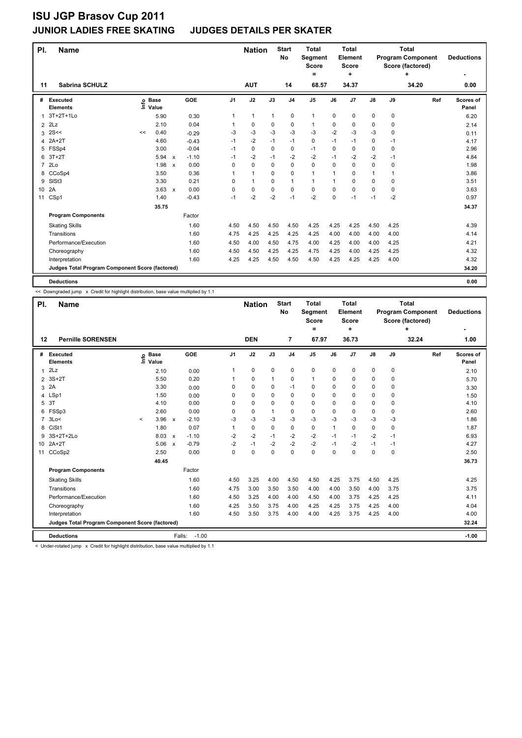# ISU JGP Brasov Cup 2011

## JUNIOR LADIES FREE SKATING JUDGES DETAILS PER SKATER

| Pl. | Name | Nation | Start No | Total Segment Score = | Total Element Score + | Total Program Component Score (factored) + | Deductions - |
|---|---|---|---|---|---|---|---|
| 11 | Sabrina SCHULZ | AUT | 14 | 68.57 | 34.37 | 34.20 | 0.00 |

| # | Executed Elements | Info | Base Value | | GOE | J1 | J2 | J3 | J4 | J5 | J6 | J7 | J8 | J9 | Ref | Scores of Panel |
|---|---|---|---|---|---|---|---|---|---|---|---|---|---|---|---|---|
| 1 | 3T+2T+1Lo | | 5.90 | | 0.30 | 1 | 1 | 1 | 0 | 1 | 0 | 0 | 0 | 0 | | 6.20 |
| 2 | 2Lz | | 2.10 | | 0.04 | 1 | 0 | 0 | 0 | 1 | 0 | 0 | 0 | 0 | | 2.14 |
| 3 | 2S<< | << | 0.40 | | -0.29 | -3 | -3 | -3 | -3 | -3 | -2 | -3 | -3 | 0 | | 0.11 |
| 4 | 2A+2T | | 4.60 | | -0.43 | -1 | -2 | -1 | -1 | 0 | -1 | -1 | 0 | -1 | | 4.17 |
| 5 | FSSp4 | | 3.00 | | -0.04 | -1 | 0 | 0 | 0 | -1 | 0 | 0 | 0 | 0 | | 2.96 |
| 6 | 3T+2T | | 5.94 | x | -1.10 | -1 | -2 | -1 | -2 | -2 | -1 | -2 | -2 | -1 | | 4.84 |
| 7 | 2Lo | | 1.98 | x | 0.00 | 0 | 0 | 0 | 0 | 0 | 0 | 0 | 0 | 0 | | 1.98 |
| 8 | CCoSp4 | | 3.50 | | 0.36 | 1 | 1 | 0 | 0 | 1 | 1 | 0 | 1 | 1 | | 3.86 |
| 9 | SlSt3 | | 3.30 | | 0.21 | 0 | 1 | 0 | 1 | 1 | 1 | 0 | 0 | 0 | | 3.51 |
| 10 | 2A | | 3.63 | x | 0.00 | 0 | 0 | 0 | 0 | 0 | 0 | 0 | 0 | 0 | | 3.63 |
| 11 | CSp1 | | 1.40 | | -0.43 | -1 | -2 | -2 | -1 | -2 | 0 | -1 | -1 | -2 | | 0.97 |
| | | | 35.75 | | | | | | | | | | | | | 34.37 |

| Program Components | Factor | J1 | J2 | J3 | J4 | J5 | J6 | J7 | J8 | J9 | Ref | Scores of Panel |
|---|---|---|---|---|---|---|---|---|---|---|---|---|
| Skating Skills | 1.60 | 4.50 | 4.50 | 4.50 | 4.50 | 4.25 | 4.25 | 4.25 | 4.50 | 4.25 | | 4.39 |
| Transitions | 1.60 | 4.75 | 4.25 | 4.25 | 4.25 | 4.25 | 4.00 | 4.00 | 4.00 | 4.00 | | 4.14 |
| Performance/Execution | 1.60 | 4.50 | 4.00 | 4.50 | 4.75 | 4.00 | 4.25 | 4.00 | 4.00 | 4.25 | | 4.21 |
| Choreography | 1.60 | 4.50 | 4.50 | 4.25 | 4.25 | 4.75 | 4.25 | 4.00 | 4.25 | 4.25 | | 4.32 |
| Interpretation | 1.60 | 4.25 | 4.25 | 4.50 | 4.50 | 4.50 | 4.25 | 4.25 | 4.25 | 4.00 | | 4.32 |
| Judges Total Program Component Score (factored) | | | | | | | | | | | | 34.20 |
| Deductions | | | | | | | | | | | | 0.00 |

<< Downgraded jump x Credit for highlight distribution, base value multiplied by 1.1

| Pl. | Name | Nation | Start No | Total Segment Score = | Total Element Score + | Total Program Component Score (factored) + | Deductions - |
|---|---|---|---|---|---|---|---|
| 12 | Pernille SORENSEN | DEN | 7 | 67.97 | 36.73 | 32.24 | 1.00 |

| # | Executed Elements | Info | Base Value | | GOE | J1 | J2 | J3 | J4 | J5 | J6 | J7 | J8 | J9 | Ref | Scores of Panel |
|---|---|---|---|---|---|---|---|---|---|---|---|---|---|---|---|---|
| 1 | 2Lz | | 2.10 | | 0.00 | 1 | 0 | 0 | 0 | 0 | 0 | 0 | 0 | 0 | | 2.10 |
| 2 | 3S+2T | | 5.50 | | 0.20 | 1 | 0 | 1 | 0 | 1 | 0 | 0 | 0 | 0 | | 5.70 |
| 3 | 2A | | 3.30 | | 0.00 | 0 | 0 | 0 | -1 | 0 | 0 | 0 | 0 | 0 | | 3.30 |
| 4 | LSp1 | | 1.50 | | 0.00 | 0 | 0 | 0 | 0 | 0 | 0 | 0 | 0 | 0 | | 1.50 |
| 5 | 3T | | 4.10 | | 0.00 | 0 | 0 | 0 | 0 | 0 | 0 | 0 | 0 | 0 | | 4.10 |
| 6 | FSSp3 | | 2.60 | | 0.00 | 0 | 0 | 1 | 0 | 0 | 0 | 0 | 0 | 0 | | 2.60 |
| 7 | 3Lo< | < | 3.96 | x | -2.10 | -3 | -3 | -3 | -3 | -3 | -3 | -3 | -3 | -3 | | 1.86 |
| 8 | CiSt1 | | 1.80 | | 0.07 | 1 | 0 | 0 | 0 | 0 | 1 | 0 | 0 | 0 | | 1.87 |
| 9 | 3S+2T+2Lo | | 8.03 | x | -1.10 | -2 | -2 | -1 | -2 | -2 | -1 | -1 | -2 | -1 | | 6.93 |
| 10 | 2A+2T | | 5.06 | x | -0.79 | -2 | -1 | -2 | -2 | -2 | -1 | -2 | -1 | -1 | | 4.27 |
| 11 | CCoSp2 | | 2.50 | | 0.00 | 0 | 0 | 0 | 0 | 0 | 0 | 0 | 0 | 0 | | 2.50 |
| | | | 40.45 | | | | | | | | | | | | | 36.73 |

| Program Components | Factor | J1 | J2 | J3 | J4 | J5 | J6 | J7 | J8 | J9 | Ref | Scores of Panel |
|---|---|---|---|---|---|---|---|---|---|---|---|---|
| Skating Skills | 1.60 | 4.50 | 3.25 | 4.00 | 4.50 | 4.50 | 4.25 | 3.75 | 4.50 | 4.25 | | 4.25 |
| Transitions | 1.60 | 4.75 | 3.00 | 3.50 | 3.50 | 4.00 | 4.00 | 3.50 | 4.00 | 3.75 | | 3.75 |
| Performance/Execution | 1.60 | 4.50 | 3.25 | 4.00 | 4.00 | 4.50 | 4.00 | 3.75 | 4.25 | 4.25 | | 4.11 |
| Choreography | 1.60 | 4.25 | 3.50 | 3.75 | 4.00 | 4.25 | 4.25 | 3.75 | 4.25 | 4.00 | | 4.04 |
| Interpretation | 1.60 | 4.50 | 3.50 | 3.75 | 4.00 | 4.00 | 4.25 | 3.75 | 4.25 | 4.00 | | 4.00 |
| Judges Total Program Component Score (factored) | | | | | | | | | | | | 32.24 |
| Deductions | Falls: -1.00 | | | | | | | | | | | -1.00 |

< Under-rotated jump x Credit for highlight distribution, base value multiplied by 1.1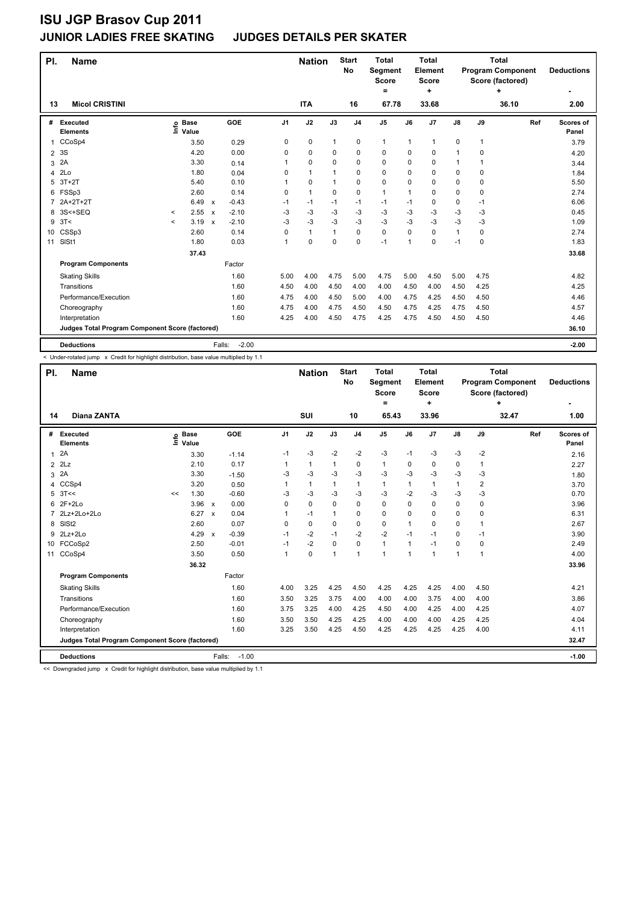# ISU JGP Brasov Cup 2011

## JUNIOR LADIES FREE SKATING JUDGES DETAILS PER SKATER

| Pl. | Name | Nation | Start No | Total Segment Score = | Total Element Score + | Total Program Component Score (factored) + | Deductions - |
|---|---|---|---|---|---|---|---|
| 13 | Micol CRISTINI | ITA | 16 | 67.78 | 33.68 | 36.10 | 2.00 |

| # | Executed Elements | Info | Base Value | | GOE | J1 | J2 | J3 | J4 | J5 | J6 | J7 | J8 | J9 | Ref | Scores of Panel |
|---|---|---|---|---|---|---|---|---|---|---|---|---|---|---|---|---|
| 1 | CCoSp4 | | 3.50 | | 0.29 | 0 | 0 | 1 | 0 | 1 | 1 | 1 | 0 | 1 | | 3.79 |
| 2 | 3S | | 4.20 | | 0.00 | 0 | 0 | 0 | 0 | 0 | 0 | 0 | 1 | 0 | | 4.20 |
| 3 | 2A | | 3.30 | | 0.14 | 1 | 0 | 0 | 0 | 0 | 0 | 0 | 1 | 1 | | 3.44 |
| 4 | 2Lo | | 1.80 | | 0.04 | 0 | 1 | 1 | 0 | 0 | 0 | 0 | 0 | 0 | | 1.84 |
| 5 | 3T+2T | | 5.40 | | 0.10 | 1 | 0 | 1 | 0 | 0 | 0 | 0 | 0 | 0 | | 5.50 |
| 6 | FSSp3 | | 2.60 | | 0.14 | 0 | 1 | 0 | 0 | 1 | 1 | 0 | 0 | 0 | | 2.74 |
| 7 | 2A+2T+2T | | 6.49 | x | -0.43 | -1 | -1 | -1 | -1 | -1 | -1 | 0 | 0 | -1 | | 6.06 |
| 8 | 3S<+SEQ | < | 2.55 | x | -2.10 | -3 | -3 | -3 | -3 | -3 | -3 | -3 | -3 | -3 | | 0.45 |
| 9 | 3T< | < | 3.19 | x | -2.10 | -3 | -3 | -3 | -3 | -3 | -3 | -3 | -3 | -3 | | 1.09 |
| 10 | CSSp3 | | 2.60 | | 0.14 | 0 | 1 | 1 | 0 | 0 | 0 | 0 | 1 | 0 | | 2.74 |
| 11 | SlSt1 | | 1.80 | | 0.03 | 1 | 0 | 0 | 0 | -1 | 1 | 0 | -1 | 0 | | 1.83 |
| | | | 37.43 | | | | | | | | | | | | | 33.68 |
| | **Program Components** | | | | Factor | | | | | | | | | | | |
| | Skating Skills | | | | 1.60 | 5.00 | 4.00 | 4.75 | 5.00 | 4.75 | 5.00 | 4.50 | 5.00 | 4.75 | | 4.82 |
| | Transitions | | | | 1.60 | 4.50 | 4.00 | 4.50 | 4.00 | 4.00 | 4.50 | 4.00 | 4.50 | 4.25 | | 4.25 |
| | Performance/Execution | | | | 1.60 | 4.75 | 4.00 | 4.50 | 5.00 | 4.00 | 4.75 | 4.25 | 4.50 | 4.50 | | 4.46 |
| | Choreography | | | | 1.60 | 4.75 | 4.00 | 4.75 | 4.50 | 4.50 | 4.75 | 4.25 | 4.75 | 4.50 | | 4.57 |
| | Interpretation | | | | 1.60 | 4.25 | 4.00 | 4.50 | 4.75 | 4.25 | 4.75 | 4.50 | 4.50 | 4.50 | | 4.46 |
| | **Judges Total Program Component Score (factored)** | | | | | | | | | | | | | | | 36.10 |
| | **Deductions** | | | | Falls: -2.00 | | | | | | | | | | | -2.00 |

< Under-rotated jump x Credit for highlight distribution, base value multiplied by 1.1

| Pl. | Name | Nation | Start No | Total Segment Score = | Total Element Score + | Total Program Component Score (factored) + | Deductions - |
|---|---|---|---|---|---|---|---|
| 14 | Diana ZANTA | SUI | 10 | 65.43 | 33.96 | 32.47 | 1.00 |

| # | Executed Elements | Info | Base Value | | GOE | J1 | J2 | J3 | J4 | J5 | J6 | J7 | J8 | J9 | Ref | Scores of Panel |
|---|---|---|---|---|---|---|---|---|---|---|---|---|---|---|---|---|
| 1 | 2A | | 3.30 | | -1.14 | -1 | -3 | -2 | -2 | -3 | -1 | -3 | -3 | -2 | | 2.16 |
| 2 | 2Lz | | 2.10 | | 0.17 | 1 | 1 | 1 | 0 | 1 | 0 | 0 | 0 | 1 | | 2.27 |
| 3 | 2A | | 3.30 | | -1.50 | -3 | -3 | -3 | -3 | -3 | -3 | -3 | -3 | -3 | | 1.80 |
| 4 | CCSp4 | | 3.20 | | 0.50 | 1 | 1 | 1 | 1 | 1 | 1 | 1 | 1 | 2 | | 3.70 |
| 5 | 3T<< | << | 1.30 | | -0.60 | -3 | -3 | -3 | -3 | -3 | -2 | -3 | -3 | -3 | | 0.70 |
| 6 | 2F+2Lo | | 3.96 | x | 0.00 | 0 | 0 | 0 | 0 | 0 | 0 | 0 | 0 | 0 | | 3.96 |
| 7 | 2Lz+2Lo+2Lo | | 6.27 | x | 0.04 | 1 | -1 | 1 | 0 | 0 | 0 | 0 | 0 | 0 | | 6.31 |
| 8 | SlSt2 | | 2.60 | | 0.07 | 0 | 0 | 0 | 0 | 0 | 1 | 0 | 0 | 1 | | 2.67 |
| 9 | 2Lz+2Lo | | 4.29 | x | -0.39 | -1 | -2 | -1 | -2 | -2 | -1 | -1 | 0 | -1 | | 3.90 |
| 10 | FCCoSp2 | | 2.50 | | -0.01 | -1 | -2 | 0 | 0 | 1 | 1 | -1 | 0 | 0 | | 2.49 |
| 11 | CCoSp4 | | 3.50 | | 0.50 | 1 | 0 | 1 | 1 | 1 | 1 | 1 | 1 | 1 | | 4.00 |
| | | | 36.32 | | | | | | | | | | | | | 33.96 |
| | **Program Components** | | | | Factor | | | | | | | | | | | |
| | Skating Skills | | | | 1.60 | 4.00 | 3.25 | 4.25 | 4.50 | 4.25 | 4.25 | 4.25 | 4.00 | 4.50 | | 4.21 |
| | Transitions | | | | 1.60 | 3.50 | 3.25 | 3.75 | 4.00 | 4.00 | 4.00 | 3.75 | 4.00 | 4.00 | | 3.86 |
| | Performance/Execution | | | | 1.60 | 3.75 | 3.25 | 4.00 | 4.25 | 4.50 | 4.00 | 4.25 | 4.00 | 4.25 | | 4.07 |
| | Choreography | | | | 1.60 | 3.50 | 3.50 | 4.25 | 4.25 | 4.00 | 4.00 | 4.00 | 4.25 | 4.25 | | 4.04 |
| | Interpretation | | | | 1.60 | 3.25 | 3.50 | 4.25 | 4.50 | 4.25 | 4.25 | 4.25 | 4.25 | 4.00 | | 4.11 |
| | **Judges Total Program Component Score (factored)** | | | | | | | | | | | | | | | 32.47 |
| | **Deductions** | | | | Falls: -1.00 | | | | | | | | | | | -1.00 |

<< Downgraded jump x Credit for highlight distribution, base value multiplied by 1.1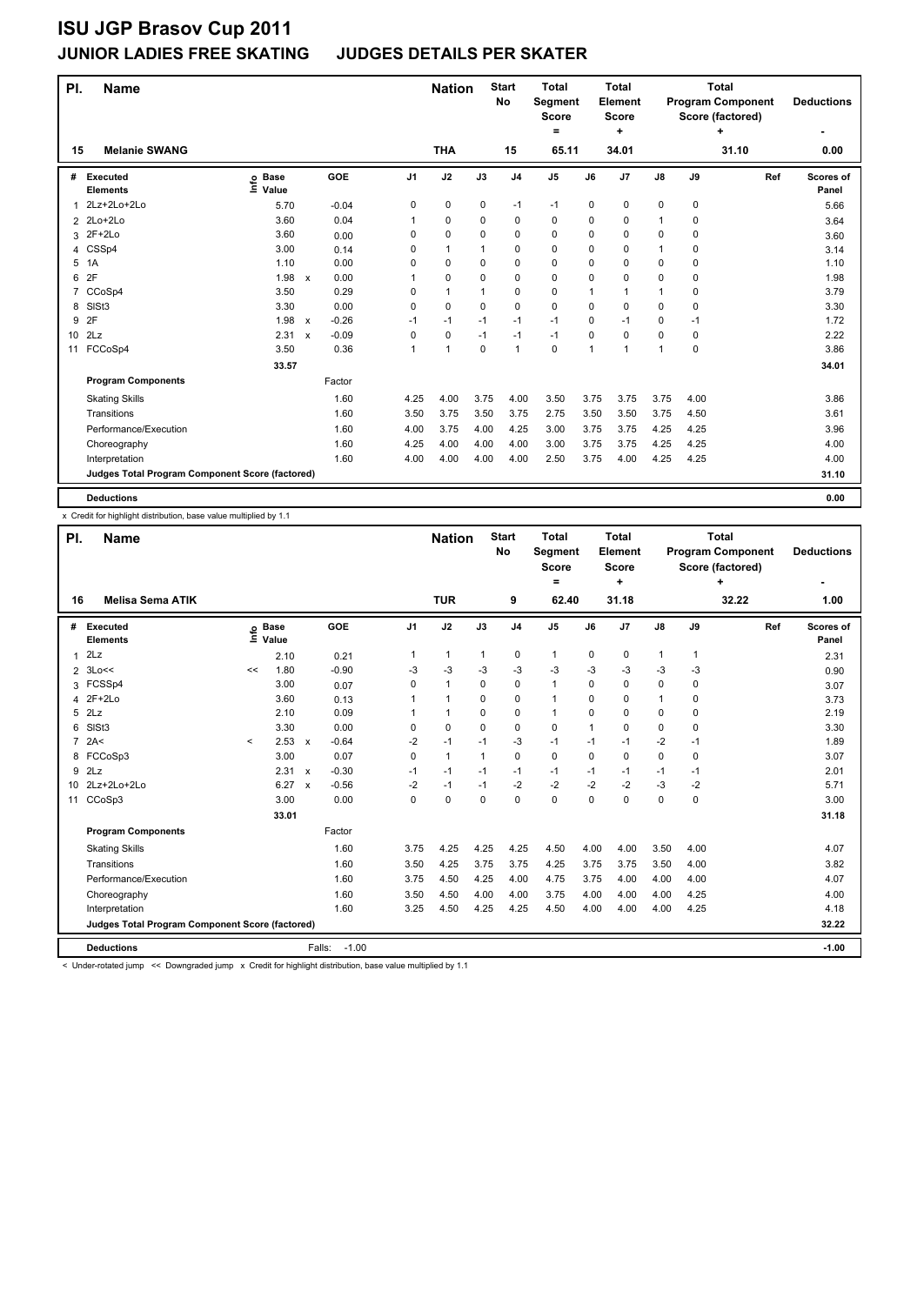# ISU JGP Brasov Cup 2011

## JUNIOR LADIES FREE SKATING JUDGES DETAILS PER SKATER

| Pl. | Name | Nation | Start No | Total Segment Score = | Total Element Score + | Total Program Component Score (factored) + | Deductions - |
|---|---|---|---|---|---|---|---|
| 15 | Melanie SWANG | THA | 15 | 65.11 | 34.01 | 31.10 | 0.00 |

| # | Executed Elements | Info | Base Value | | GOE | J1 | J2 | J3 | J4 | J5 | J6 | J7 | J8 | J9 | Ref | Scores of Panel |
|---|---|---|---|---|---|---|---|---|---|---|---|---|---|---|---|---|
| 1 | 2Lz+2Lo+2Lo | | 5.70 | | -0.04 | 0 | 0 | 0 | -1 | -1 | 0 | 0 | 0 | 0 | | 5.66 |
| 2 | 2Lo+2Lo | | 3.60 | | 0.04 | 1 | 0 | 0 | 0 | 0 | 0 | 0 | 1 | 0 | | 3.64 |
| 3 | 2F+2Lo | | 3.60 | | 0.00 | 0 | 0 | 0 | 0 | 0 | 0 | 0 | 0 | 0 | | 3.60 |
| 4 | CSSp4 | | 3.00 | | 0.14 | 0 | 1 | 1 | 0 | 0 | 0 | 0 | 1 | 0 | | 3.14 |
| 5 | 1A | | 1.10 | | 0.00 | 0 | 0 | 0 | 0 | 0 | 0 | 0 | 0 | 0 | | 1.10 |
| 6 | 2F | | 1.98 | x | 0.00 | 1 | 0 | 0 | 0 | 0 | 0 | 0 | 0 | 0 | | 1.98 |
| 7 | CCoSp4 | | 3.50 | | 0.29 | 0 | 1 | 1 | 0 | 0 | 1 | 1 | 1 | 0 | | 3.79 |
| 8 | SlSt3 | | 3.30 | | 0.00 | 0 | 0 | 0 | 0 | 0 | 0 | 0 | 0 | 0 | | 3.30 |
| 9 | 2F | | 1.98 | x | -0.26 | -1 | -1 | -1 | -1 | -1 | 0 | -1 | 0 | -1 | | 1.72 |
| 10 | 2Lz | | 2.31 | x | -0.09 | 0 | 0 | -1 | -1 | -1 | 0 | 0 | 0 | 0 | | 2.22 |
| 11 | FCCoSp4 | | 3.50 | | 0.36 | 1 | 1 | 0 | 1 | 0 | 1 | 1 | 1 | 0 | | 3.86 |
| | | | 33.57 | | | | | | | | | | | | | 34.01 |
| | **Program Components** | | | | Factor | | | | | | | | | | | |
| | Skating Skills | | | | 1.60 | 4.25 | 4.00 | 3.75 | 4.00 | 3.50 | 3.75 | 3.75 | 3.75 | 4.00 | | 3.86 |
| | Transitions | | | | 1.60 | 3.50 | 3.75 | 3.50 | 3.75 | 2.75 | 3.50 | 3.50 | 3.75 | 4.50 | | 3.61 |
| | Performance/Execution | | | | 1.60 | 4.00 | 3.75 | 4.00 | 4.25 | 3.00 | 3.75 | 3.75 | 4.25 | 4.25 | | 3.96 |
| | Choreography | | | | 1.60 | 4.25 | 4.00 | 4.00 | 4.00 | 3.00 | 3.75 | 3.75 | 4.25 | 4.25 | | 4.00 |
| | Interpretation | | | | 1.60 | 4.00 | 4.00 | 4.00 | 4.00 | 2.50 | 3.75 | 4.00 | 4.25 | 4.25 | | 4.00 |
| | **Judges Total Program Component Score (factored)** | | | | | | | | | | | | | | | 31.10 |
| | **Deductions** | | | | | | | | | | | | | | | 0.00 |

x Credit for highlight distribution, base value multiplied by 1.1

| Pl. | Name | Nation | Start No | Total Segment Score = | Total Element Score + | Total Program Component Score (factored) + | Deductions - |
|---|---|---|---|---|---|---|---|
| 16 | Melisa Sema ATIK | TUR | 9 | 62.40 | 31.18 | 32.22 | 1.00 |

| # | Executed Elements | Info | Base Value | | GOE | J1 | J2 | J3 | J4 | J5 | J6 | J7 | J8 | J9 | Ref | Scores of Panel |
|---|---|---|---|---|---|---|---|---|---|---|---|---|---|---|---|---|
| 1 | 2Lz | | 2.10 | | 0.21 | 1 | 1 | 1 | 0 | 1 | 0 | 0 | 1 | 1 | | 2.31 |
| 2 | 3Lo<< | << | 1.80 | | -0.90 | -3 | -3 | -3 | -3 | -3 | -3 | -3 | -3 | -3 | | 0.90 |
| 3 | FCSSp4 | | 3.00 | | 0.07 | 0 | 1 | 0 | 0 | 1 | 0 | 0 | 0 | 0 | | 3.07 |
| 4 | 2F+2Lo | | 3.60 | | 0.13 | 1 | 1 | 0 | 0 | 1 | 0 | 0 | 1 | 0 | | 3.73 |
| 5 | 2Lz | | 2.10 | | 0.09 | 1 | 1 | 0 | 0 | 1 | 0 | 0 | 0 | 0 | | 2.19 |
| 6 | SlSt3 | | 3.30 | | 0.00 | 0 | 0 | 0 | 0 | 0 | 1 | 0 | 0 | 0 | | 3.30 |
| 7 | 2A< | < | 2.53 | x | -0.64 | -2 | -1 | -1 | -3 | -1 | -1 | -1 | -2 | -1 | | 1.89 |
| 8 | FCCoSp3 | | 3.00 | | 0.07 | 0 | 1 | 1 | 0 | 0 | 0 | 0 | 0 | 0 | | 3.07 |
| 9 | 2Lz | | 2.31 | x | -0.30 | -1 | -1 | -1 | -1 | -1 | -1 | -1 | -1 | -1 | | 2.01 |
| 10 | 2Lz+2Lo+2Lo | | 6.27 | x | -0.56 | -2 | -1 | -1 | -2 | -2 | -2 | -2 | -3 | -2 | | 5.71 |
| 11 | CCoSp3 | | 3.00 | | 0.00 | 0 | 0 | 0 | 0 | 0 | 0 | 0 | 0 | 0 | | 3.00 |
| | | | 33.01 | | | | | | | | | | | | | 31.18 |
| | **Program Components** | | | | Factor | | | | | | | | | | | |
| | Skating Skills | | | | 1.60 | 3.75 | 4.25 | 4.25 | 4.25 | 4.50 | 4.00 | 4.00 | 3.50 | 4.00 | | 4.07 |
| | Transitions | | | | 1.60 | 3.50 | 4.25 | 3.75 | 3.75 | 4.25 | 3.75 | 3.75 | 3.50 | 4.00 | | 3.82 |
| | Performance/Execution | | | | 1.60 | 3.75 | 4.50 | 4.25 | 4.00 | 4.75 | 3.75 | 4.00 | 4.00 | 4.00 | | 4.07 |
| | Choreography | | | | 1.60 | 3.50 | 4.50 | 4.00 | 4.00 | 3.75 | 4.00 | 4.00 | 4.00 | 4.25 | | 4.00 |
| | Interpretation | | | | 1.60 | 3.25 | 4.50 | 4.25 | 4.25 | 4.50 | 4.00 | 4.00 | 4.00 | 4.25 | | 4.18 |
| | **Judges Total Program Component Score (factored)** | | | | | | | | | | | | | | | 32.22 |
| | **Deductions** | | | Falls: | -1.00 | | | | | | | | | | | -1.00 |

< Under-rotated jump << Downgraded jump x Credit for highlight distribution, base value multiplied by 1.1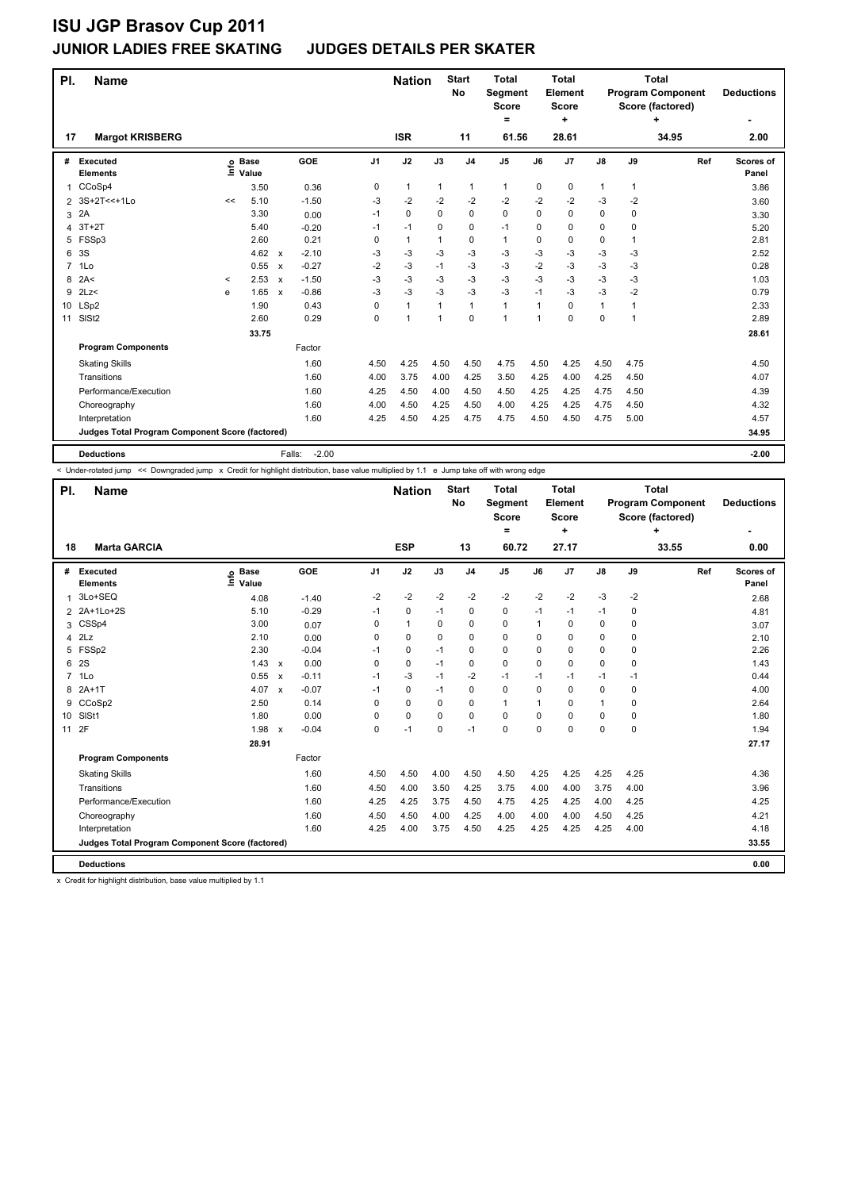# ISU JGP Brasov Cup 2011

## JUNIOR LADIES FREE SKATING JUDGES DETAILS PER SKATER

| Pl. | Name | Nation | Start No | Total Segment Score = | Total Element Score + | Total Program Component Score (factored) + | Deductions - |
|---|---|---|---|---|---|---|---|
| 17 | Margot KRISBERG | ISR | 11 | 61.56 | 28.61 | 34.95 | 2.00 |

| # | Executed Elements | Info | Base Value | | GOE | J1 | J2 | J3 | J4 | J5 | J6 | J7 | J8 | J9 | Ref | Scores of Panel |
|---|---|---|---|---|---|---|---|---|---|---|---|---|---|---|---|---|
| 1 | CCoSp4 | | 3.50 | | 0.36 | 0 | 1 | 1 | 1 | 1 | 0 | 0 | 1 | 1 | | 3.86 |
| 2 | 3S+2T<<+1Lo | << | 5.10 | | -1.50 | -3 | -2 | -2 | -2 | -2 | -2 | -2 | -3 | -2 | | 3.60 |
| 3 | 2A | | 3.30 | | 0.00 | -1 | 0 | 0 | 0 | 0 | 0 | 0 | 0 | 0 | | 3.30 |
| 4 | 3T+2T | | 5.40 | | -0.20 | -1 | -1 | 0 | 0 | -1 | 0 | 0 | 0 | 0 | | 5.20 |
| 5 | FSSp3 | | 2.60 | | 0.21 | 0 | 1 | 1 | 0 | 1 | 0 | 0 | 0 | 1 | | 2.81 |
| 6 | 3S | | 4.62 | x | -2.10 | -3 | -3 | -3 | -3 | -3 | -3 | -3 | -3 | -3 | | 2.52 |
| 7 | 1Lo | | 0.55 | x | -0.27 | -2 | -3 | -1 | -3 | -3 | -2 | -3 | -3 | -3 | | 0.28 |
| 8 | 2A< | < | 2.53 | x | -1.50 | -3 | -3 | -3 | -3 | -3 | -3 | -3 | -3 | -3 | | 1.03 |
| 9 | 2Lz< | e | 1.65 | x | -0.86 | -3 | -3 | -3 | -3 | -3 | -1 | -3 | -3 | -2 | | 0.79 |
| 10 | LSp2 | | 1.90 | | 0.43 | 0 | 1 | 1 | 1 | 1 | 1 | 0 | 1 | 1 | | 2.33 |
| 11 | SlSt2 | | 2.60 | | 0.29 | 0 | 1 | 1 | 0 | 1 | 1 | 0 | 0 | 1 | | 2.89 |
| | | | 33.75 | | | | | | | | | | | | | 28.61 |
| | **Program Components** | | | | Factor | | | | | | | | | | | |
| | Skating Skills | | | | 1.60 | 4.50 | 4.25 | 4.50 | 4.50 | 4.75 | 4.50 | 4.25 | 4.50 | 4.75 | | 4.50 |
| | Transitions | | | | 1.60 | 4.00 | 3.75 | 4.00 | 4.25 | 3.50 | 4.25 | 4.00 | 4.25 | 4.50 | | 4.07 |
| | Performance/Execution | | | | 1.60 | 4.25 | 4.50 | 4.00 | 4.50 | 4.50 | 4.25 | 4.25 | 4.75 | 4.50 | | 4.39 |
| | Choreography | | | | 1.60 | 4.00 | 4.50 | 4.25 | 4.50 | 4.00 | 4.25 | 4.25 | 4.75 | 4.50 | | 4.32 |
| | Interpretation | | | | 1.60 | 4.25 | 4.50 | 4.25 | 4.75 | 4.75 | 4.50 | 4.50 | 4.75 | 5.00 | | 4.57 |
| | **Judges Total Program Component Score (factored)** | | | | | | | | | | | | | | | 34.95 |
| | **Deductions** | | | | Falls: -2.00 | | | | | | | | | | | -2.00 |

< Under-rotated jump << Downgraded jump x Credit for highlight distribution, base value multiplied by 1.1 e Jump take off with wrong edge

| Pl. | Name | Nation | Start No | Total Segment Score = | Total Element Score + | Total Program Component Score (factored) + | Deductions - |
|---|---|---|---|---|---|---|---|
| 18 | Marta GARCIA | ESP | 13 | 60.72 | 27.17 | 33.55 | 0.00 |

| # | Executed Elements | Info | Base Value | | GOE | J1 | J2 | J3 | J4 | J5 | J6 | J7 | J8 | J9 | Ref | Scores of Panel |
|---|---|---|---|---|---|---|---|---|---|---|---|---|---|---|---|---|
| 1 | 3Lo+SEQ | | 4.08 | | -1.40 | -2 | -2 | -2 | -2 | -2 | -2 | -2 | -3 | -2 | | 2.68 |
| 2 | 2A+1Lo+2S | | 5.10 | | -0.29 | -1 | 0 | -1 | 0 | 0 | -1 | -1 | -1 | 0 | | 4.81 |
| 3 | CSSp4 | | 3.00 | | 0.07 | 0 | 1 | 0 | 0 | 0 | 1 | 0 | 0 | 0 | | 3.07 |
| 4 | 2Lz | | 2.10 | | 0.00 | 0 | 0 | 0 | 0 | 0 | 0 | 0 | 0 | 0 | | 2.10 |
| 5 | FSSp2 | | 2.30 | | -0.04 | -1 | 0 | -1 | 0 | 0 | 0 | 0 | 0 | 0 | | 2.26 |
| 6 | 2S | | 1.43 | x | 0.00 | 0 | 0 | -1 | 0 | 0 | 0 | 0 | 0 | 0 | | 1.43 |
| 7 | 1Lo | | 0.55 | x | -0.11 | -1 | -3 | -1 | -2 | -1 | -1 | -1 | -1 | -1 | | 0.44 |
| 8 | 2A+1T | | 4.07 | x | -0.07 | -1 | 0 | -1 | 0 | 0 | 0 | 0 | 0 | 0 | | 4.00 |
| 9 | CCoSp2 | | 2.50 | | 0.14 | 0 | 0 | 0 | 0 | 1 | 1 | 0 | 1 | 0 | | 2.64 |
| 10 | SlSt1 | | 1.80 | | 0.00 | 0 | 0 | 0 | 0 | 0 | 0 | 0 | 0 | 0 | | 1.80 |
| 11 | 2F | | 1.98 | x | -0.04 | 0 | -1 | 0 | -1 | 0 | 0 | 0 | 0 | 0 | | 1.94 |
| | | | 28.91 | | | | | | | | | | | | | 27.17 |
| | **Program Components** | | | | Factor | | | | | | | | | | | |
| | Skating Skills | | | | 1.60 | 4.50 | 4.50 | 4.00 | 4.50 | 4.50 | 4.25 | 4.25 | 4.25 | 4.25 | | 4.36 |
| | Transitions | | | | 1.60 | 4.50 | 4.00 | 3.50 | 4.25 | 3.75 | 4.00 | 4.00 | 3.75 | 4.00 | | 3.96 |
| | Performance/Execution | | | | 1.60 | 4.25 | 4.25 | 3.75 | 4.50 | 4.75 | 4.25 | 4.25 | 4.00 | 4.25 | | 4.25 |
| | Choreography | | | | 1.60 | 4.50 | 4.50 | 4.00 | 4.25 | 4.00 | 4.00 | 4.00 | 4.50 | 4.25 | | 4.21 |
| | Interpretation | | | | 1.60 | 4.25 | 4.00 | 3.75 | 4.50 | 4.25 | 4.25 | 4.25 | 4.25 | 4.00 | | 4.18 |
| | **Judges Total Program Component Score (factored)** | | | | | | | | | | | | | | | 33.55 |
| | **Deductions** | | | | | | | | | | | | | | | 0.00 |

x Credit for highlight distribution, base value multiplied by 1.1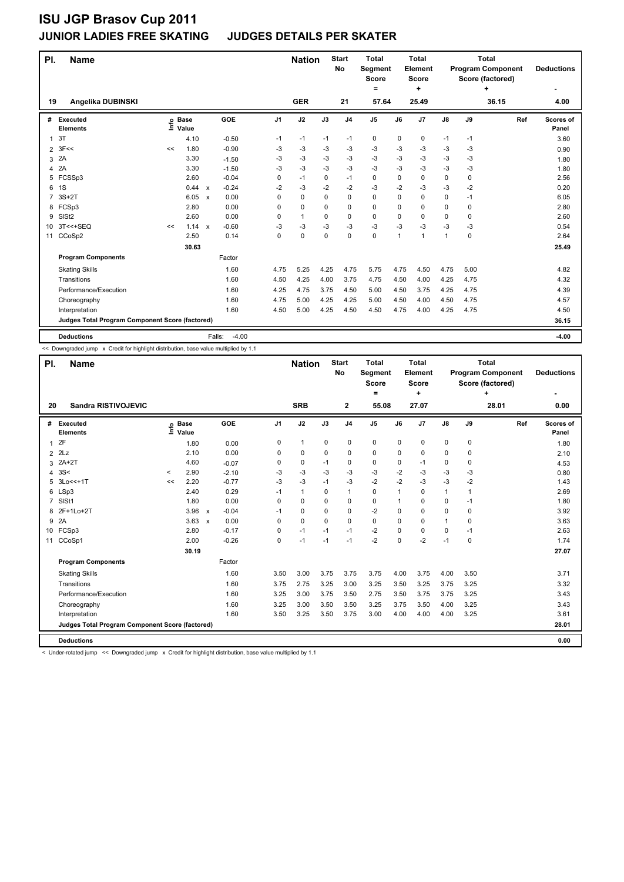# ISU JGP Brasov Cup 2011

## JUNIOR LADIES FREE SKATING JUDGES DETAILS PER SKATER

| Pl. | Name | Nation | Start No | Total Segment Score = | Total Element Score + | Total Program Component Score (factored) + | Deductions - |
|---|---|---|---|---|---|---|---|
| 19 | Angelika DUBINSKI | GER | 21 | 57.64 | 25.49 | 36.15 | 4.00 |

| # | Executed Elements | Info | Base Value | | GOE | J1 | J2 | J3 | J4 | J5 | J6 | J7 | J8 | J9 | Ref | Scores of Panel |
|---|---|---|---|---|---|---|---|---|---|---|---|---|---|---|---|---|
| 1 | 3T | | 4.10 | | -0.50 | -1 | -1 | -1 | -1 | 0 | 0 | 0 | -1 | -1 | | 3.60 |
| 2 | 3F<< | << | 1.80 | | -0.90 | -3 | -3 | -3 | -3 | -3 | -3 | -3 | -3 | -3 | | 0.90 |
| 3 | 2A | | 3.30 | | -1.50 | -3 | -3 | -3 | -3 | -3 | -3 | -3 | -3 | -3 | | 1.80 |
| 4 | 2A | | 3.30 | | -1.50 | -3 | -3 | -3 | -3 | -3 | -3 | -3 | -3 | -3 | | 1.80 |
| 5 | FCSSp3 | | 2.60 | | -0.04 | 0 | -1 | 0 | -1 | 0 | 0 | 0 | 0 | 0 | | 2.56 |
| 6 | 1S | | 0.44 | x | -0.24 | -2 | -3 | -2 | -2 | -3 | -2 | -3 | -3 | -2 | | 0.20 |
| 7 | 3S+2T | | 6.05 | x | 0.00 | 0 | 0 | 0 | 0 | 0 | 0 | 0 | 0 | -1 | | 6.05 |
| 8 | FCSp3 | | 2.80 | | 0.00 | 0 | 0 | 0 | 0 | 0 | 0 | 0 | 0 | 0 | | 2.80 |
| 9 | SlSt2 | | 2.60 | | 0.00 | 0 | 1 | 0 | 0 | 0 | 0 | 0 | 0 | 0 | | 2.60 |
| 10 | 3T<<+SEQ | << | 1.14 | x | -0.60 | -3 | -3 | -3 | -3 | -3 | -3 | -3 | -3 | -3 | | 0.54 |
| 11 | CCoSp2 | | 2.50 | | 0.14 | 0 | 0 | 0 | 0 | 0 | 1 | 1 | 1 | 0 | | 2.64 |
| | | | 30.63 | | | | | | | | | | | | | 25.49 |
| | **Program Components** | | | | Factor | | | | | | | | | | | |
| | Skating Skills | | | | 1.60 | 4.75 | 5.25 | 4.25 | 4.75 | 5.75 | 4.75 | 4.50 | 4.75 | 5.00 | | 4.82 |
| | Transitions | | | | 1.60 | 4.50 | 4.25 | 4.00 | 3.75 | 4.75 | 4.50 | 4.00 | 4.25 | 4.75 | | 4.32 |
| | Performance/Execution | | | | 1.60 | 4.25 | 4.75 | 3.75 | 4.50 | 5.00 | 4.50 | 3.75 | 4.25 | 4.75 | | 4.39 |
| | Choreography | | | | 1.60 | 4.75 | 5.00 | 4.25 | 4.25 | 5.00 | 4.50 | 4.00 | 4.50 | 4.75 | | 4.57 |
| | Interpretation | | | | 1.60 | 4.50 | 5.00 | 4.25 | 4.50 | 4.50 | 4.75 | 4.00 | 4.25 | 4.75 | | 4.50 |
| | **Judges Total Program Component Score (factored)** | | | | | | | | | | | | | | | 36.15 |
| | **Deductions** | | | | Falls: -4.00 | | | | | | | | | | | -4.00 |

<< Downgraded jump x Credit for highlight distribution, base value multiplied by 1.1

| Pl. | Name | Nation | Start No | Total Segment Score = | Total Element Score + | Total Program Component Score (factored) + | Deductions - |
|---|---|---|---|---|---|---|---|
| 20 | Sandra RISTIVOJEVIC | SRB | 2 | 55.08 | 27.07 | 28.01 | 0.00 |

| # | Executed Elements | Info | Base Value | | GOE | J1 | J2 | J3 | J4 | J5 | J6 | J7 | J8 | J9 | Ref | Scores of Panel |
|---|---|---|---|---|---|---|---|---|---|---|---|---|---|---|---|---|
| 1 | 2F | | 1.80 | | 0.00 | 0 | 1 | 0 | 0 | 0 | 0 | 0 | 0 | 0 | | 1.80 |
| 2 | 2Lz | | 2.10 | | 0.00 | 0 | 0 | 0 | 0 | 0 | 0 | 0 | 0 | 0 | | 2.10 |
| 3 | 2A+2T | | 4.60 | | -0.07 | 0 | 0 | -1 | 0 | 0 | 0 | -1 | 0 | 0 | | 4.53 |
| 4 | 3S< | < | 2.90 | | -2.10 | -3 | -3 | -3 | -3 | -3 | -2 | -3 | -3 | -3 | | 0.80 |
| 5 | 3Lo<<+1T | << | 2.20 | | -0.77 | -3 | -3 | -1 | -3 | -2 | -2 | -3 | -3 | -2 | | 1.43 |
| 6 | LSp3 | | 2.40 | | 0.29 | -1 | 1 | 0 | 1 | 0 | 1 | 0 | 1 | 1 | | 2.69 |
| 7 | SlSt1 | | 1.80 | | 0.00 | 0 | 0 | 0 | 0 | 0 | 1 | 0 | 0 | -1 | | 1.80 |
| 8 | 2F+1Lo+2T | | 3.96 | x | -0.04 | -1 | 0 | 0 | 0 | -2 | 0 | 0 | 0 | 0 | | 3.92 |
| 9 | 2A | | 3.63 | x | 0.00 | 0 | 0 | 0 | 0 | 0 | 0 | 0 | 1 | 0 | | 3.63 |
| 10 | FCSp3 | | 2.80 | | -0.17 | 0 | -1 | -1 | -1 | -2 | 0 | 0 | 0 | -1 | | 2.63 |
| 11 | CCoSp1 | | 2.00 | | -0.26 | 0 | -1 | -1 | -1 | -2 | 0 | -2 | -1 | 0 | | 1.74 |
| | | | 30.19 | | | | | | | | | | | | | 27.07 |
| | **Program Components** | | | | Factor | | | | | | | | | | | |
| | Skating Skills | | | | 1.60 | 3.50 | 3.00 | 3.75 | 3.75 | 3.75 | 4.00 | 3.75 | 4.00 | 3.50 | | 3.71 |
| | Transitions | | | | 1.60 | 3.75 | 2.75 | 3.25 | 3.00 | 3.25 | 3.50 | 3.25 | 3.75 | 3.25 | | 3.32 |
| | Performance/Execution | | | | 1.60 | 3.25 | 3.00 | 3.75 | 3.50 | 2.75 | 3.50 | 3.75 | 3.75 | 3.25 | | 3.43 |
| | Choreography | | | | 1.60 | 3.25 | 3.00 | 3.50 | 3.50 | 3.25 | 3.75 | 3.50 | 4.00 | 3.25 | | 3.43 |
| | Interpretation | | | | 1.60 | 3.50 | 3.25 | 3.50 | 3.75 | 3.00 | 4.00 | 4.00 | 4.00 | 3.25 | | 3.61 |
| | **Judges Total Program Component Score (factored)** | | | | | | | | | | | | | | | 28.01 |
| | **Deductions** | | | | | | | | | | | | | | | 0.00 |

< Under-rotated jump << Downgraded jump x Credit for highlight distribution, base value multiplied by 1.1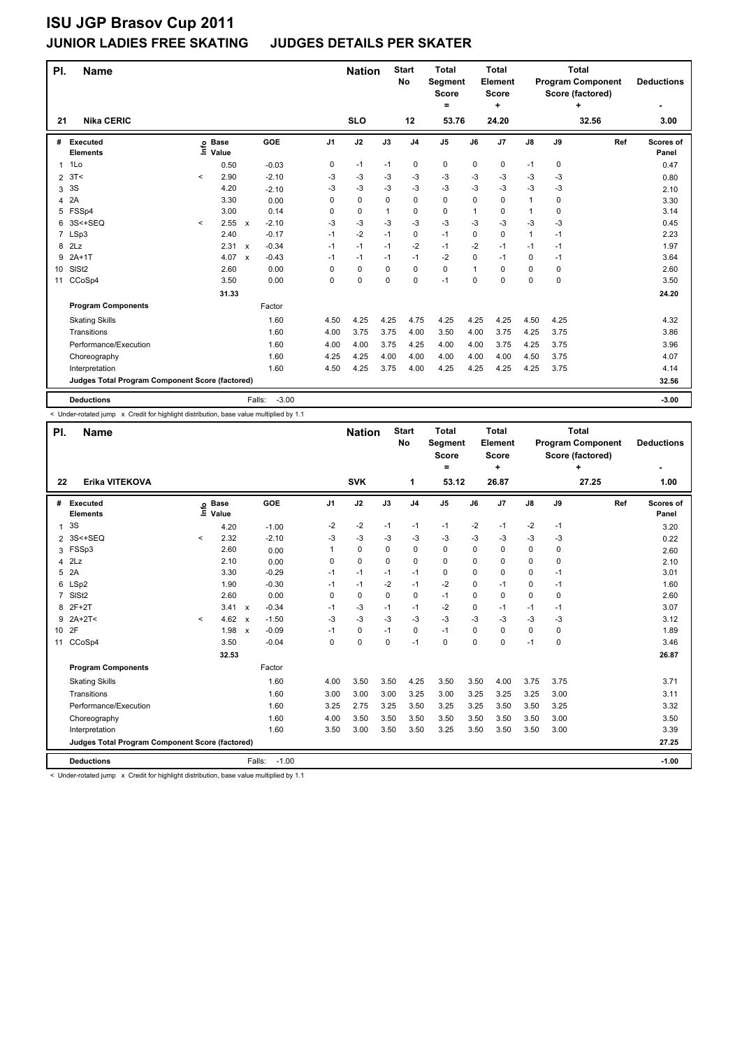# ISU JGP Brasov Cup 2011

## JUNIOR LADIES FREE SKATING JUDGES DETAILS PER SKATER

| Pl. | Name | Nation | Start No | Total Segment Score = | Total Element Score + | Total Program Component Score (factored) + | Deductions - |
|---|---|---|---|---|---|---|---|
| 21 | Nika CERIC | SLO | 12 | 53.76 | 24.20 | 32.56 | 3.00 |

| # | Executed Elements | Info | Base Value | | GOE | J1 | J2 | J3 | J4 | J5 | J6 | J7 | J8 | J9 | Ref | Scores of Panel |
|---|---|---|---|---|---|---|---|---|---|---|---|---|---|---|---|---|
| 1 | 1Lo | | 0.50 | | -0.03 | 0 | -1 | -1 | 0 | 0 | 0 | 0 | -1 | 0 | | 0.47 |
| 2 | 3T< | < | 2.90 | | -2.10 | -3 | -3 | -3 | -3 | -3 | -3 | -3 | -3 | -3 | | 0.80 |
| 3 | 3S | | 4.20 | | -2.10 | -3 | -3 | -3 | -3 | -3 | -3 | -3 | -3 | -3 | | 2.10 |
| 4 | 2A | | 3.30 | | 0.00 | 0 | 0 | 0 | 0 | 0 | 0 | 0 | 1 | 0 | | 3.30 |
| 5 | FSSp4 | | 3.00 | | 0.14 | 0 | 0 | 1 | 0 | 0 | 1 | 0 | 1 | 0 | | 3.14 |
| 6 | 3S<+SEQ | < | 2.55 | x | -2.10 | -3 | -3 | -3 | -3 | -3 | -3 | -3 | -3 | -3 | | 0.45 |
| 7 | LSp3 | | 2.40 | | -0.17 | -1 | -2 | -1 | 0 | -1 | 0 | 0 | 1 | -1 | | 2.23 |
| 8 | 2Lz | | 2.31 | x | -0.34 | -1 | -1 | -1 | -2 | -1 | -2 | -1 | -1 | -1 | | 1.97 |
| 9 | 2A+1T | | 4.07 | x | -0.43 | -1 | -1 | -1 | -1 | -2 | 0 | -1 | 0 | -1 | | 3.64 |
| 10 | SlSt2 | | 2.60 | | 0.00 | 0 | 0 | 0 | 0 | 0 | 1 | 0 | 0 | 0 | | 2.60 |
| 11 | CCoSp4 | | 3.50 | | 0.00 | 0 | 0 | 0 | 0 | -1 | 0 | 0 | 0 | 0 | | 3.50 |
| | | | 31.33 | | | | | | | | | | | | | 24.20 |
| | **Program Components** | | | | Factor | | | | | | | | | | | |
| | Skating Skills | | | | 1.60 | 4.50 | 4.25 | 4.25 | 4.75 | 4.25 | 4.25 | 4.25 | 4.50 | 4.25 | | 4.32 |
| | Transitions | | | | 1.60 | 4.00 | 3.75 | 3.75 | 4.00 | 3.50 | 4.00 | 3.75 | 4.25 | 3.75 | | 3.86 |
| | Performance/Execution | | | | 1.60 | 4.00 | 4.00 | 3.75 | 4.25 | 4.00 | 4.00 | 3.75 | 4.25 | 3.75 | | 3.96 |
| | Choreography | | | | 1.60 | 4.25 | 4.25 | 4.00 | 4.00 | 4.00 | 4.00 | 4.00 | 4.50 | 3.75 | | 4.07 |
| | Interpretation | | | | 1.60 | 4.50 | 4.25 | 3.75 | 4.00 | 4.25 | 4.25 | 4.25 | 4.25 | 3.75 | | 4.14 |
| | **Judges Total Program Component Score (factored)** | | | | | | | | | | | | | | | 32.56 |
| | **Deductions** | | | | Falls: -3.00 | | | | | | | | | | | -3.00 |

< Under-rotated jump x Credit for highlight distribution, base value multiplied by 1.1

| Pl. | Name | Nation | Start No | Total Segment Score = | Total Element Score + | Total Program Component Score (factored) + | Deductions - |
|---|---|---|---|---|---|---|---|
| 22 | Erika VITEKOVA | SVK | 1 | 53.12 | 26.87 | 27.25 | 1.00 |

| # | Executed Elements | Info | Base Value | | GOE | J1 | J2 | J3 | J4 | J5 | J6 | J7 | J8 | J9 | Ref | Scores of Panel |
|---|---|---|---|---|---|---|---|---|---|---|---|---|---|---|---|---|
| 1 | 3S | | 4.20 | | -1.00 | -2 | -2 | -1 | -1 | -1 | -2 | -1 | -2 | -1 | | 3.20 |
| 2 | 3S<+SEQ | < | 2.32 | | -2.10 | -3 | -3 | -3 | -3 | -3 | -3 | -3 | -3 | -3 | | 0.22 |
| 3 | FSSp3 | | 2.60 | | 0.00 | 1 | 0 | 0 | 0 | 0 | 0 | 0 | 0 | 0 | | 2.60 |
| 4 | 2Lz | | 2.10 | | 0.00 | 0 | 0 | 0 | 0 | 0 | 0 | 0 | 0 | 0 | | 2.10 |
| 5 | 2A | | 3.30 | | -0.29 | -1 | -1 | -1 | -1 | 0 | 0 | 0 | 0 | -1 | | 3.01 |
| 6 | LSp2 | | 1.90 | | -0.30 | -1 | -1 | -2 | -1 | -2 | 0 | -1 | 0 | -1 | | 1.60 |
| 7 | SlSt2 | | 2.60 | | 0.00 | 0 | 0 | 0 | 0 | -1 | 0 | 0 | 0 | 0 | | 2.60 |
| 8 | 2F+2T | | 3.41 | x | -0.34 | -1 | -3 | -1 | -1 | -2 | 0 | -1 | -1 | -1 | | 3.07 |
| 9 | 2A+2T< | < | 4.62 | x | -1.50 | -3 | -3 | -3 | -3 | -3 | -3 | -3 | -3 | -3 | | 3.12 |
| 10 | 2F | | 1.98 | x | -0.09 | -1 | 0 | -1 | 0 | -1 | 0 | 0 | 0 | 0 | | 1.89 |
| 11 | CCoSp4 | | 3.50 | | -0.04 | 0 | 0 | 0 | -1 | 0 | 0 | 0 | -1 | 0 | | 3.46 |
| | | | 32.53 | | | | | | | | | | | | | 26.87 |
| | **Program Components** | | | | Factor | | | | | | | | | | | |
| | Skating Skills | | | | 1.60 | 4.00 | 3.50 | 3.50 | 4.25 | 3.50 | 3.50 | 4.00 | 3.75 | 3.75 | | 3.71 |
| | Transitions | | | | 1.60 | 3.00 | 3.00 | 3.00 | 3.25 | 3.00 | 3.25 | 3.25 | 3.25 | 3.00 | | 3.11 |
| | Performance/Execution | | | | 1.60 | 3.25 | 2.75 | 3.25 | 3.50 | 3.25 | 3.25 | 3.50 | 3.50 | 3.25 | | 3.32 |
| | Choreography | | | | 1.60 | 4.00 | 3.50 | 3.50 | 3.50 | 3.50 | 3.50 | 3.50 | 3.50 | 3.00 | | 3.50 |
| | Interpretation | | | | 1.60 | 3.50 | 3.00 | 3.50 | 3.50 | 3.25 | 3.50 | 3.50 | 3.50 | 3.00 | | 3.39 |
| | **Judges Total Program Component Score (factored)** | | | | | | | | | | | | | | | 27.25 |
| | **Deductions** | | | | Falls: -1.00 | | | | | | | | | | | -1.00 |

< Under-rotated jump x Credit for highlight distribution, base value multiplied by 1.1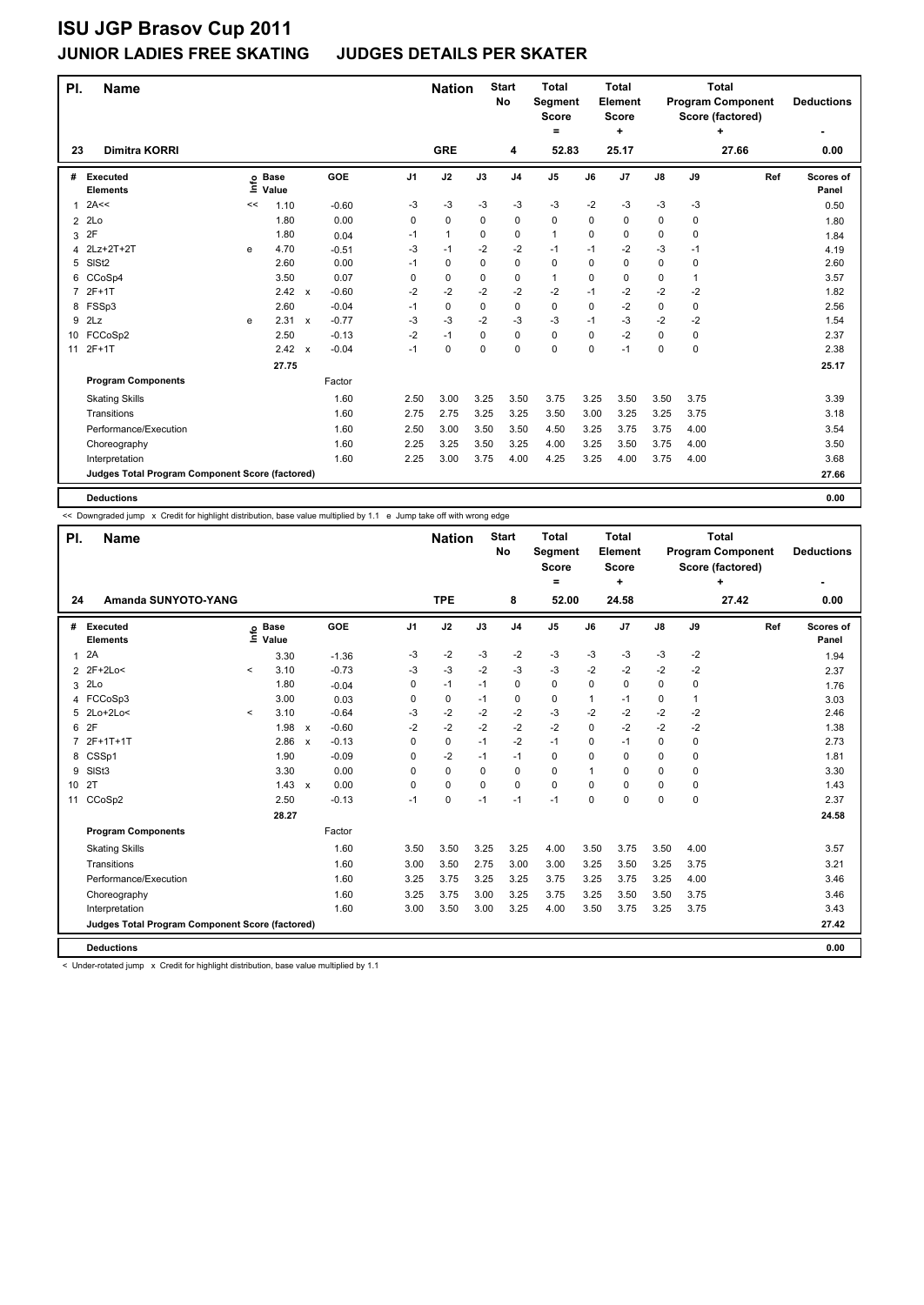# ISU JGP Brasov Cup 2011

## JUNIOR LADIES FREE SKATING JUDGES DETAILS PER SKATER

| Pl. | Name | Nation | Start No | Total Segment Score = | Total Element Score + | Total Program Component Score (factored) + | Deductions - |
|---|---|---|---|---|---|---|---|
| 23 | Dimitra KORRI | GRE | 4 | 52.83 | 25.17 | 27.66 | 0.00 |

| # | Executed Elements | Info | Base Value | | GOE | J1 | J2 | J3 | J4 | J5 | J6 | J7 | J8 | J9 | Ref | Scores of Panel |
|---|---|---|---|---|---|---|---|---|---|---|---|---|---|---|---|---|
| 1 | 2A<< | << | 1.10 | | -0.60 | -3 | -3 | -3 | -3 | -3 | -2 | -3 | -3 | -3 | | 0.50 |
| 2 | 2Lo | | 1.80 | | 0.00 | 0 | 0 | 0 | 0 | 0 | 0 | 0 | 0 | 0 | | 1.80 |
| 3 | 2F | | 1.80 | | 0.04 | -1 | 1 | 0 | 0 | 1 | 0 | 0 | 0 | 0 | | 1.84 |
| 4 | 2Lz+2T+2T | e | 4.70 | | -0.51 | -3 | -1 | -2 | -2 | -1 | -1 | -2 | -3 | -1 | | 4.19 |
| 5 | SlSt2 | | 2.60 | | 0.00 | -1 | 0 | 0 | 0 | 0 | 0 | 0 | 0 | 0 | | 2.60 |
| 6 | CCoSp4 | | 3.50 | | 0.07 | 0 | 0 | 0 | 0 | 1 | 0 | 0 | 0 | 1 | | 3.57 |
| 7 | 2F+1T | | 2.42 | x | -0.60 | -2 | -2 | -2 | -2 | -2 | -1 | -2 | -2 | -2 | | 1.82 |
| 8 | FSSp3 | | 2.60 | | -0.04 | -1 | 0 | 0 | 0 | 0 | 0 | -2 | 0 | 0 | | 2.56 |
| 9 | 2Lz | e | 2.31 | x | -0.77 | -3 | -3 | -2 | -3 | -3 | -1 | -3 | -2 | -2 | | 1.54 |
| 10 | FCCoSp2 | | 2.50 | | -0.13 | -2 | -1 | 0 | 0 | 0 | 0 | -2 | 0 | 0 | | 2.37 |
| 11 | 2F+1T | | 2.42 | x | -0.04 | -1 | 0 | 0 | 0 | 0 | 0 | -1 | 0 | 0 | | 2.38 |
| | | | 27.75 | | | | | | | | | | | | | 25.17 |

| Program Components | Factor | J1 | J2 | J3 | J4 | J5 | J6 | J7 | J8 | J9 | Ref | Scores of Panel |
|---|---|---|---|---|---|---|---|---|---|---|---|---|
| Skating Skills | 1.60 | 2.50 | 3.00 | 3.25 | 3.50 | 3.75 | 3.25 | 3.50 | 3.50 | 3.75 | | 3.39 |
| Transitions | 1.60 | 2.75 | 2.75 | 3.25 | 3.25 | 3.50 | 3.00 | 3.25 | 3.25 | 3.75 | | 3.18 |
| Performance/Execution | 1.60 | 2.50 | 3.00 | 3.50 | 3.50 | 4.50 | 3.25 | 3.75 | 3.75 | 4.00 | | 3.54 |
| Choreography | 1.60 | 2.25 | 3.25 | 3.50 | 3.25 | 4.00 | 3.25 | 3.50 | 3.75 | 4.00 | | 3.50 |
| Interpretation | 1.60 | 2.25 | 3.00 | 3.75 | 4.00 | 4.25 | 3.25 | 4.00 | 3.75 | 4.00 | | 3.68 |
| Judges Total Program Component Score (factored) | | | | | | | | | | | | 27.66 |
| Deductions | | | | | | | | | | | | 0.00 |

<< Downgraded jump x Credit for highlight distribution, base value multiplied by 1.1 e Jump take off with wrong edge

| Pl. | Name | Nation | Start No | Total Segment Score = | Total Element Score + | Total Program Component Score (factored) + | Deductions - |
|---|---|---|---|---|---|---|---|
| 24 | Amanda SUNYOTO-YANG | TPE | 8 | 52.00 | 24.58 | 27.42 | 0.00 |

| # | Executed Elements | Info | Base Value | | GOE | J1 | J2 | J3 | J4 | J5 | J6 | J7 | J8 | J9 | Ref | Scores of Panel |
|---|---|---|---|---|---|---|---|---|---|---|---|---|---|---|---|---|
| 1 | 2A | | 3.30 | | -1.36 | -3 | -2 | -3 | -2 | -3 | -3 | -3 | -3 | -2 | | 1.94 |
| 2 | 2F+2Lo< | < | 3.10 | | -0.73 | -3 | -3 | -2 | -3 | -3 | -2 | -2 | -2 | -2 | | 2.37 |
| 3 | 2Lo | | 1.80 | | -0.04 | 0 | -1 | -1 | 0 | 0 | 0 | 0 | 0 | 0 | | 1.76 |
| 4 | FCCoSp3 | | 3.00 | | 0.03 | 0 | 0 | -1 | 0 | 0 | 1 | -1 | 0 | 1 | | 3.03 |
| 5 | 2Lo+2Lo< | < | 3.10 | | -0.64 | -3 | -2 | -2 | -2 | -3 | -2 | -2 | -2 | -2 | | 2.46 |
| 6 | 2F | | 1.98 | x | -0.60 | -2 | -2 | -2 | -2 | -2 | 0 | -2 | -2 | -2 | | 1.38 |
| 7 | 2F+1T+1T | | 2.86 | x | -0.13 | 0 | 0 | -1 | -2 | -1 | 0 | -1 | 0 | 0 | | 2.73 |
| 8 | CSSp1 | | 1.90 | | -0.09 | 0 | -2 | -1 | -1 | 0 | 0 | 0 | 0 | 0 | | 1.81 |
| 9 | SlSt3 | | 3.30 | | 0.00 | 0 | 0 | 0 | 0 | 0 | 1 | 0 | 0 | 0 | | 3.30 |
| 10 | 2T | | 1.43 | x | 0.00 | 0 | 0 | 0 | 0 | 0 | 0 | 0 | 0 | 0 | | 1.43 |
| 11 | CCoSp2 | | 2.50 | | -0.13 | -1 | 0 | -1 | -1 | -1 | 0 | 0 | 0 | 0 | | 2.37 |
| | | | 28.27 | | | | | | | | | | | | | 24.58 |

| Program Components | Factor | J1 | J2 | J3 | J4 | J5 | J6 | J7 | J8 | J9 | Ref | Scores of Panel |
|---|---|---|---|---|---|---|---|---|---|---|---|---|
| Skating Skills | 1.60 | 3.50 | 3.50 | 3.25 | 3.25 | 4.00 | 3.50 | 3.75 | 3.50 | 4.00 | | 3.57 |
| Transitions | 1.60 | 3.00 | 3.50 | 2.75 | 3.00 | 3.00 | 3.25 | 3.50 | 3.25 | 3.75 | | 3.21 |
| Performance/Execution | 1.60 | 3.25 | 3.75 | 3.25 | 3.25 | 3.75 | 3.25 | 3.75 | 3.25 | 4.00 | | 3.46 |
| Choreography | 1.60 | 3.25 | 3.75 | 3.00 | 3.25 | 3.75 | 3.25 | 3.50 | 3.50 | 3.75 | | 3.46 |
| Interpretation | 1.60 | 3.00 | 3.50 | 3.00 | 3.25 | 4.00 | 3.50 | 3.75 | 3.25 | 3.75 | | 3.43 |
| Judges Total Program Component Score (factored) | | | | | | | | | | | | 27.42 |
| Deductions | | | | | | | | | | | | 0.00 |

< Under-rotated jump x Credit for highlight distribution, base value multiplied by 1.1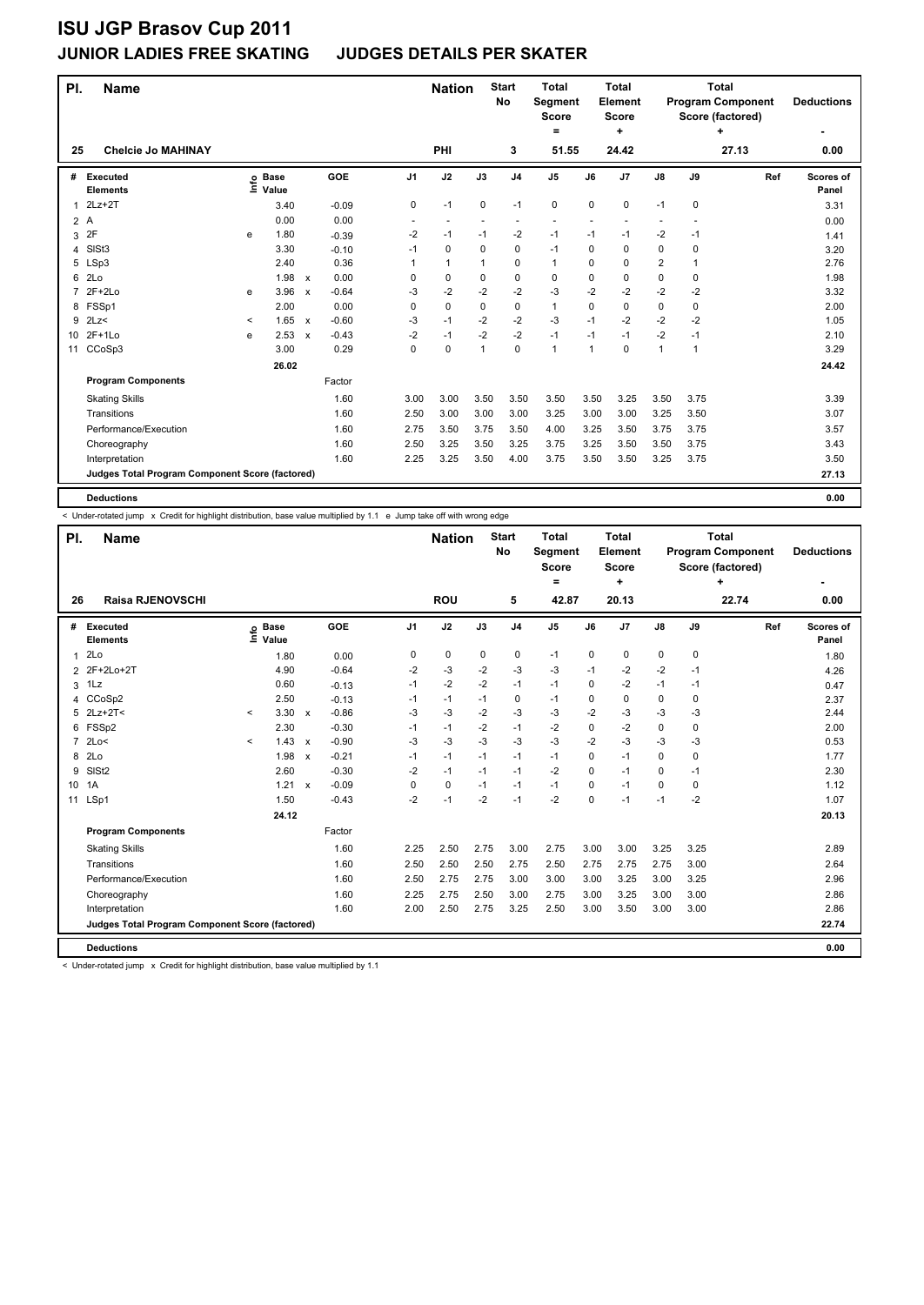# ISU JGP Brasov Cup 2011

## JUNIOR LADIES FREE SKATING    JUDGES DETAILS PER SKATER

| Pl. | Name | | Nation | Start No | Total Segment Score = | Total Element Score + | Total Program Component Score (factored) + | Deductions - |
|---|---|---|---|---|---|---|---|---|
| 25 | Chelcie Jo MAHINAY | | PHI | 3 | 51.55 | 24.42 | 27.13 | 0.00 |

| # | Executed Elements | Info | Base Value | | GOE | J1 | J2 | J3 | J4 | J5 | J6 | J7 | J8 | J9 | Ref | Scores of Panel |
|---|---|---|---|---|---|---|---|---|---|---|---|---|---|---|---|---|
| 1 | 2Lz+2T | | 3.40 | | -0.09 | 0 | -1 | 0 | -1 | 0 | 0 | 0 | -1 | 0 | | 3.31 |
| 2 | A | | 0.00 | | 0.00 | - | - | - | - | - | - | - | - | - | | 0.00 |
| 3 | 2F | e | 1.80 | | -0.39 | -2 | -1 | -1 | -2 | -1 | -1 | -1 | -2 | -1 | | 1.41 |
| 4 | SlSt3 | | 3.30 | | -0.10 | -1 | 0 | 0 | 0 | -1 | 0 | 0 | 0 | 0 | | 3.20 |
| 5 | LSp3 | | 2.40 | | 0.36 | 1 | 1 | 1 | 0 | 1 | 0 | 0 | 2 | 1 | | 2.76 |
| 6 | 2Lo | | 1.98 | x | 0.00 | 0 | 0 | 0 | 0 | 0 | 0 | 0 | 0 | 0 | | 1.98 |
| 7 | 2F+2Lo | e | 3.96 | x | -0.64 | -3 | -2 | -2 | -2 | -3 | -2 | -2 | -2 | -2 | | 3.32 |
| 8 | FSSp1 | | 2.00 | | 0.00 | 0 | 0 | 0 | 0 | 1 | 0 | 0 | 0 | 0 | | 2.00 |
| 9 | 2Lz< | < | 1.65 | x | -0.60 | -3 | -1 | -2 | -2 | -3 | -1 | -2 | -2 | -2 | | 1.05 |
| 10 | 2F+1Lo | e | 2.53 | x | -0.43 | -2 | -1 | -2 | -2 | -1 | -1 | -1 | -2 | -1 | | 2.10 |
| 11 | CCoSp3 | | 3.00 | | 0.29 | 0 | 0 | 1 | 0 | 1 | 1 | 0 | 1 | 1 | | 3.29 |
| | | | 26.02 | | | | | | | | | | | | | 24.42 |
| | **Program Components** | | | | Factor | | | | | | | | | | | |
| | Skating Skills | | | | 1.60 | 3.00 | 3.00 | 3.50 | 3.50 | 3.50 | 3.50 | 3.25 | 3.50 | 3.75 | | 3.39 |
| | Transitions | | | | 1.60 | 2.50 | 3.00 | 3.00 | 3.00 | 3.25 | 3.00 | 3.00 | 3.25 | 3.50 | | 3.07 |
| | Performance/Execution | | | | 1.60 | 2.75 | 3.50 | 3.75 | 3.50 | 4.00 | 3.25 | 3.50 | 3.75 | 3.75 | | 3.57 |
| | Choreography | | | | 1.60 | 2.50 | 3.25 | 3.50 | 3.25 | 3.75 | 3.25 | 3.50 | 3.50 | 3.75 | | 3.43 |
| | Interpretation | | | | 1.60 | 2.25 | 3.25 | 3.50 | 4.00 | 3.75 | 3.50 | 3.50 | 3.25 | 3.75 | | 3.50 |
| | **Judges Total Program Component Score (factored)** | | | | | | | | | | | | | | | 27.13 |
| | **Deductions** | | | | | | | | | | | | | | | 0.00 |

< Under-rotated jump x Credit for highlight distribution, base value multiplied by 1.1 e Jump take off with wrong edge

| Pl. | Name | | Nation | Start No | Total Segment Score = | Total Element Score + | Total Program Component Score (factored) + | Deductions - |
|---|---|---|---|---|---|---|---|---|
| 26 | Raisa RJENOVSCHI | | ROU | 5 | 42.87 | 20.13 | 22.74 | 0.00 |

| # | Executed Elements | Info | Base Value | | GOE | J1 | J2 | J3 | J4 | J5 | J6 | J7 | J8 | J9 | Ref | Scores of Panel |
|---|---|---|---|---|---|---|---|---|---|---|---|---|---|---|---|---|
| 1 | 2Lo | | 1.80 | | 0.00 | 0 | 0 | 0 | 0 | -1 | 0 | 0 | 0 | 0 | | 1.80 |
| 2 | 2F+2Lo+2T | | 4.90 | | -0.64 | -2 | -3 | -2 | -3 | -3 | -1 | -2 | -2 | -1 | | 4.26 |
| 3 | 1Lz | | 0.60 | | -0.13 | -1 | -2 | -2 | -1 | -1 | 0 | -2 | -1 | -1 | | 0.47 |
| 4 | CCoSp2 | | 2.50 | | -0.13 | -1 | -1 | -1 | 0 | -1 | 0 | 0 | 0 | 0 | | 2.37 |
| 5 | 2Lz+2T< | < | 3.30 | x | -0.86 | -3 | -3 | -2 | -3 | -3 | -2 | -3 | -3 | -3 | | 2.44 |
| 6 | FSSp2 | | 2.30 | | -0.30 | -1 | -1 | -2 | -1 | -2 | 0 | -2 | 0 | 0 | | 2.00 |
| 7 | 2Lo< | < | 1.43 | x | -0.90 | -3 | -3 | -3 | -3 | -3 | -2 | -3 | -3 | -3 | | 0.53 |
| 8 | 2Lo | | 1.98 | x | -0.21 | -1 | -1 | -1 | -1 | -1 | 0 | -1 | 0 | 0 | | 1.77 |
| 9 | SlSt2 | | 2.60 | | -0.30 | -2 | -1 | -1 | -1 | -2 | 0 | -1 | 0 | -1 | | 2.30 |
| 10 | 1A | | 1.21 | x | -0.09 | 0 | 0 | -1 | -1 | -1 | 0 | -1 | 0 | 0 | | 1.12 |
| 11 | LSp1 | | 1.50 | | -0.43 | -2 | -1 | -2 | -1 | -2 | 0 | -1 | -1 | -2 | | 1.07 |
| | | | 24.12 | | | | | | | | | | | | | 20.13 |
| | **Program Components** | | | | Factor | | | | | | | | | | | |
| | Skating Skills | | | | 1.60 | 2.25 | 2.50 | 2.75 | 3.00 | 2.75 | 3.00 | 3.00 | 3.25 | 3.25 | | 2.89 |
| | Transitions | | | | 1.60 | 2.50 | 2.50 | 2.50 | 2.75 | 2.50 | 2.75 | 2.75 | 2.75 | 3.00 | | 2.64 |
| | Performance/Execution | | | | 1.60 | 2.50 | 2.75 | 2.75 | 3.00 | 3.00 | 3.00 | 3.25 | 3.00 | 3.25 | | 2.96 |
| | Choreography | | | | 1.60 | 2.25 | 2.75 | 2.50 | 3.00 | 2.75 | 3.00 | 3.25 | 3.00 | 3.00 | | 2.86 |
| | Interpretation | | | | 1.60 | 2.00 | 2.50 | 2.75 | 3.25 | 2.50 | 3.00 | 3.50 | 3.00 | 3.00 | | 2.86 |
| | **Judges Total Program Component Score (factored)** | | | | | | | | | | | | | | | 22.74 |
| | **Deductions** | | | | | | | | | | | | | | | 0.00 |

< Under-rotated jump x Credit for highlight distribution, base value multiplied by 1.1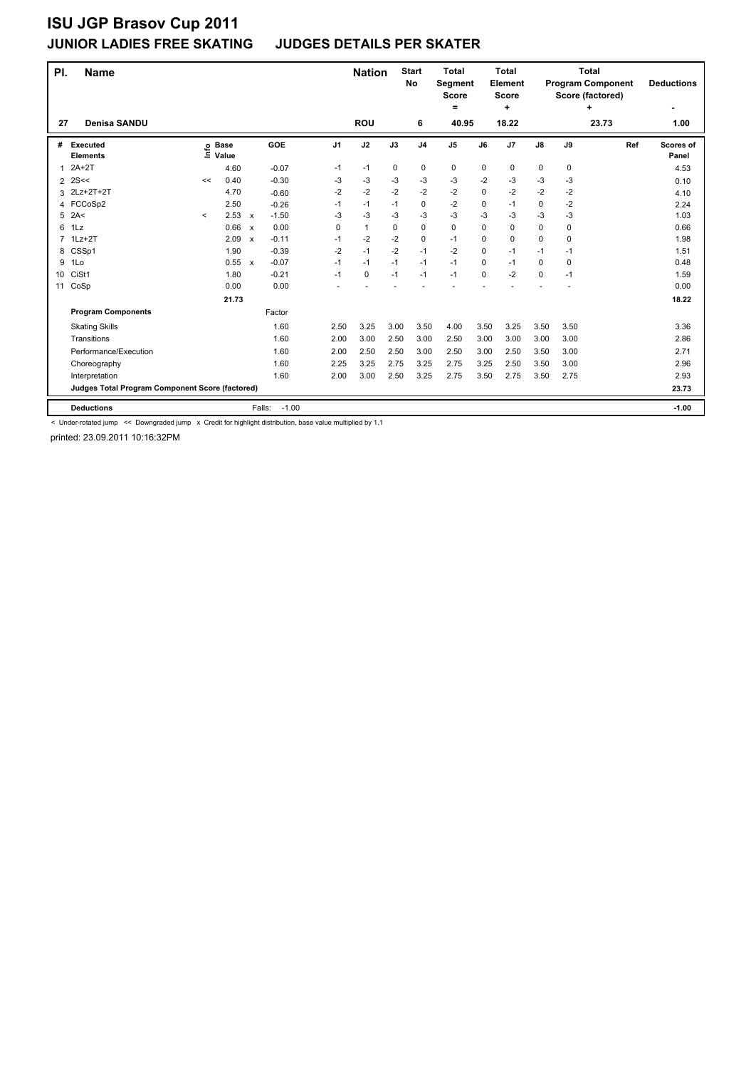# ISU JGP Brasov Cup 2011

## JUNIOR LADIES FREE SKATING JUDGES DETAILS PER SKATER

| Pl. | Name | Nation | Start No | Total Segment Score = | Total Element Score + | Total Program Component Score (factored) + | Deductions - |
|---|---|---|---|---|---|---|---|
| 27 | Denisa SANDU | ROU | 6 | 40.95 | 18.22 | 23.73 | 1.00 |

| # | Executed Elements | Info | Base Value | | GOE | J1 | J2 | J3 | J4 | J5 | J6 | J7 | J8 | J9 | Ref | Scores of Panel |
|---|---|---|---|---|---|---|---|---|---|---|---|---|---|---|---|---|
| 1 | 2A+2T | | 4.60 | | -0.07 | -1 | -1 | 0 | 0 | 0 | 0 | 0 | 0 | 0 | | 4.53 |
| 2 | 2S<< | << | 0.40 | | -0.30 | -3 | -3 | -3 | -3 | -3 | -2 | -3 | -3 | -3 | | 0.10 |
| 3 | 2Lz+2T+2T | | 4.70 | | -0.60 | -2 | -2 | -2 | -2 | -2 | 0 | -2 | -2 | -2 | | 4.10 |
| 4 | FCCoSp2 | | 2.50 | | -0.26 | -1 | -1 | -1 | 0 | -2 | 0 | -1 | 0 | -2 | | 2.24 |
| 5 | 2A< | < | 2.53 | x | -1.50 | -3 | -3 | -3 | -3 | -3 | -3 | -3 | -3 | -3 | | 1.03 |
| 6 | 1Lz | | 0.66 | x | 0.00 | 0 | 1 | 0 | 0 | 0 | 0 | 0 | 0 | 0 | | 0.66 |
| 7 | 1Lz+2T | | 2.09 | x | -0.11 | -1 | -2 | -2 | 0 | -1 | 0 | 0 | 0 | 0 | | 1.98 |
| 8 | CSSp1 | | 1.90 | | -0.39 | -2 | -1 | -2 | -1 | -2 | 0 | -1 | -1 | -1 | | 1.51 |
| 9 | 1Lo | | 0.55 | x | -0.07 | -1 | -1 | -1 | -1 | -1 | 0 | -1 | 0 | 0 | | 0.48 |
| 10 | CiSt1 | | 1.80 | | -0.21 | -1 | 0 | -1 | -1 | -1 | 0 | -2 | 0 | -1 | | 1.59 |
| 11 | CoSp | | 0.00 | | 0.00 | - | - | - | - | - | - | - | - | - | | 0.00 |
| | | | 21.73 | | | | | | | | | | | | | 18.22 |
| | **Program Components** | | | | Factor | | | | | | | | | | | |
| | Skating Skills | | | | 1.60 | 2.50 | 3.25 | 3.00 | 3.50 | 4.00 | 3.50 | 3.25 | 3.50 | 3.50 | | 3.36 |
| | Transitions | | | | 1.60 | 2.00 | 3.00 | 2.50 | 3.00 | 2.50 | 3.00 | 3.00 | 3.00 | 3.00 | | 2.86 |
| | Performance/Execution | | | | 1.60 | 2.00 | 2.50 | 2.50 | 3.00 | 2.50 | 3.00 | 2.50 | 3.50 | 3.00 | | 2.71 |
| | Choreography | | | | 1.60 | 2.25 | 3.25 | 2.75 | 3.25 | 2.75 | 3.25 | 2.50 | 3.50 | 3.00 | | 2.96 |
| | Interpretation | | | | 1.60 | 2.00 | 3.00 | 2.50 | 3.25 | 2.75 | 3.50 | 2.75 | 3.50 | 2.75 | | 2.93 |
| | **Judges Total Program Component Score (factored)** | | | | | | | | | | | | | | | 23.73 |
| | **Deductions** | | | | Falls: -1.00 | | | | | | | | | | | -1.00 |

< Under-rotated jump << Downgraded jump x Credit for highlight distribution, base value multiplied by 1.1

printed: 23.09.2011 10:16:32PM